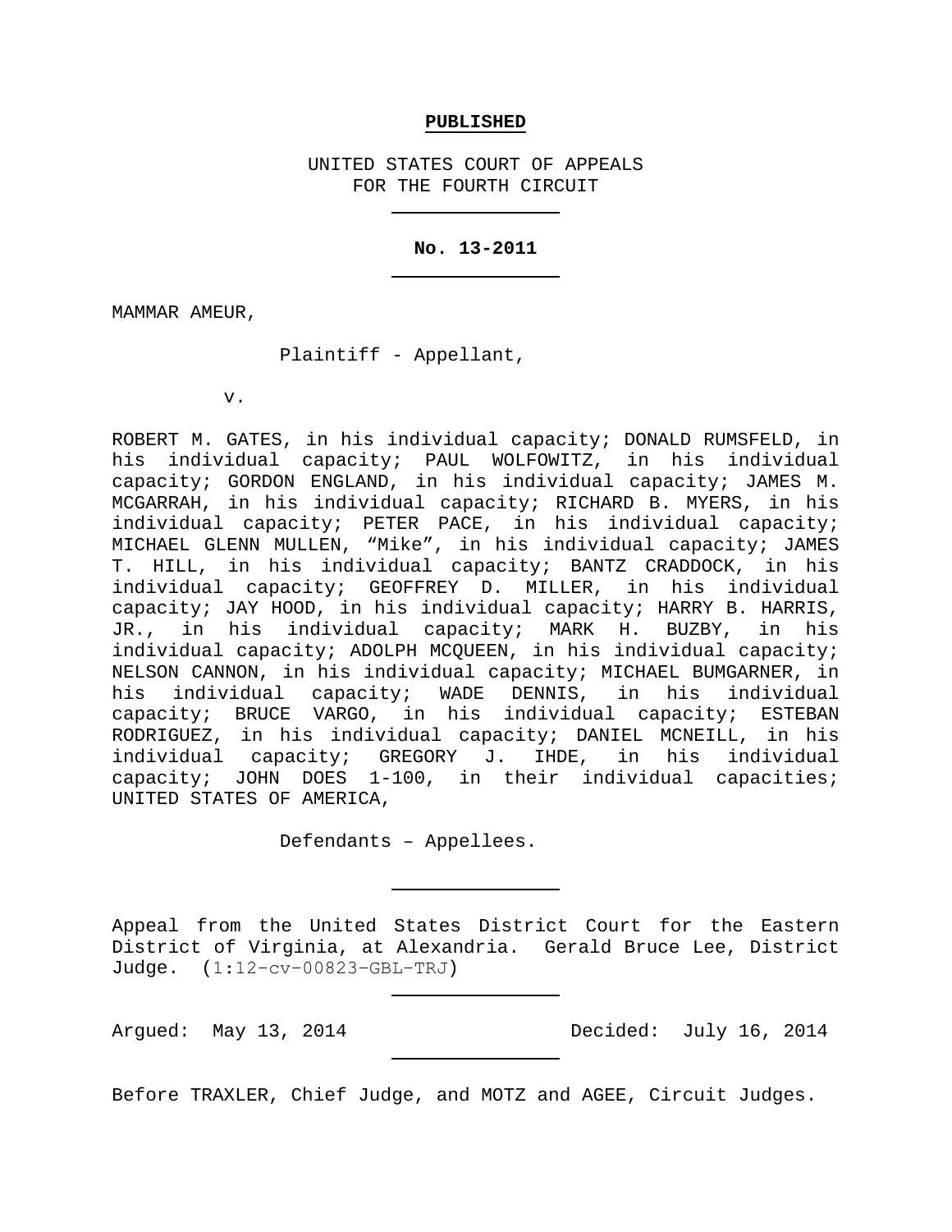**PUBLISHED**

UNITED STATES COURT OF APPEALS
FOR THE FOURTH CIRCUIT

---

**No. 13-2011**

---

MAMMAR AMEUR,

Plaintiff - Appellant,

v.

ROBERT M. GATES, in his individual capacity; DONALD RUMSFELD, in his individual capacity; PAUL WOLFOWITZ, in his individual capacity; GORDON ENGLAND, in his individual capacity; JAMES M. MCGARRAH, in his individual capacity; RICHARD B. MYERS, in his individual capacity; PETER PACE, in his individual capacity; MICHAEL GLENN MULLEN, "Mike", in his individual capacity; JAMES T. HILL, in his individual capacity; BANTZ CRADDOCK, in his individual capacity; GEOFFREY D. MILLER, in his individual capacity; JAY HOOD, in his individual capacity; HARRY B. HARRIS, JR., in his individual capacity; MARK H. BUZBY, in his individual capacity; ADOLPH MCQUEEN, in his individual capacity; NELSON CANNON, in his individual capacity; MICHAEL BUMGARNER, in his individual capacity; WADE DENNIS, in his individual capacity; BRUCE VARGO, in his individual capacity; ESTEBAN RODRIGUEZ, in his individual capacity; DANIEL MCNEILL, in his individual capacity; GREGORY J. IHDE, in his individual capacity; JOHN DOES 1-100, in their individual capacities; UNITED STATES OF AMERICA,

Defendants – Appellees.

---

Appeal from the United States District Court for the Eastern District of Virginia, at Alexandria. Gerald Bruce Lee, District Judge. (1:12-cv-00823-GBL-TRJ)

---

Argued: May 13, 2014 Decided: July 16, 2014

---

Before TRAXLER, Chief Judge, and MOTZ and AGEE, Circuit Judges.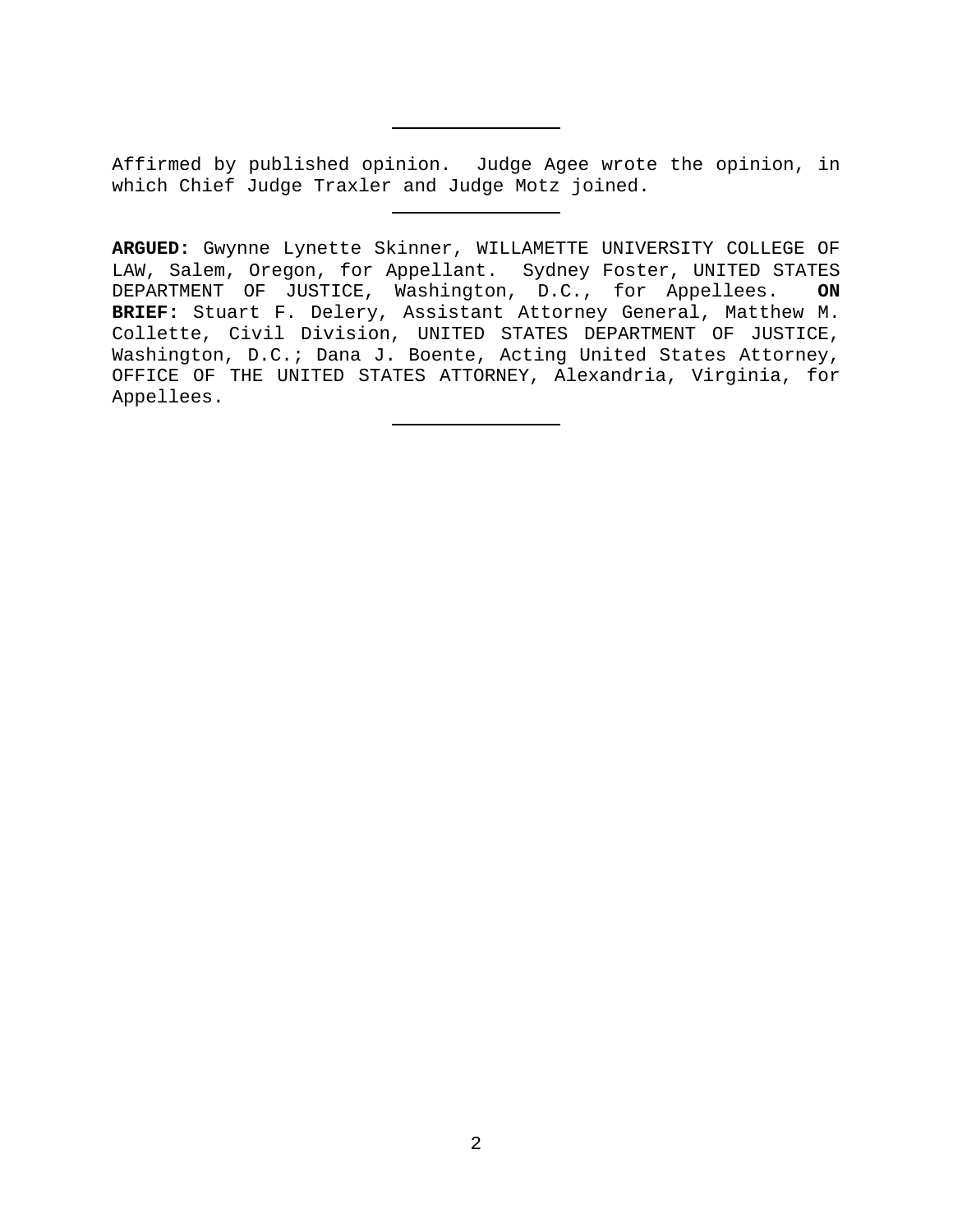---

Affirmed by published opinion. Judge Agee wrote the opinion, in which Chief Judge Traxler and Judge Motz joined.

---

**ARGUED:** Gwynne Lynette Skinner, WILLAMETTE UNIVERSITY COLLEGE OF LAW, Salem, Oregon, for Appellant. Sydney Foster, UNITED STATES DEPARTMENT OF JUSTICE, Washington, D.C., for Appellees. **ON BRIEF:** Stuart F. Delery, Assistant Attorney General, Matthew M. Collette, Civil Division, UNITED STATES DEPARTMENT OF JUSTICE, Washington, D.C.; Dana J. Boente, Acting United States Attorney, OFFICE OF THE UNITED STATES ATTORNEY, Alexandria, Virginia, for Appellees.

---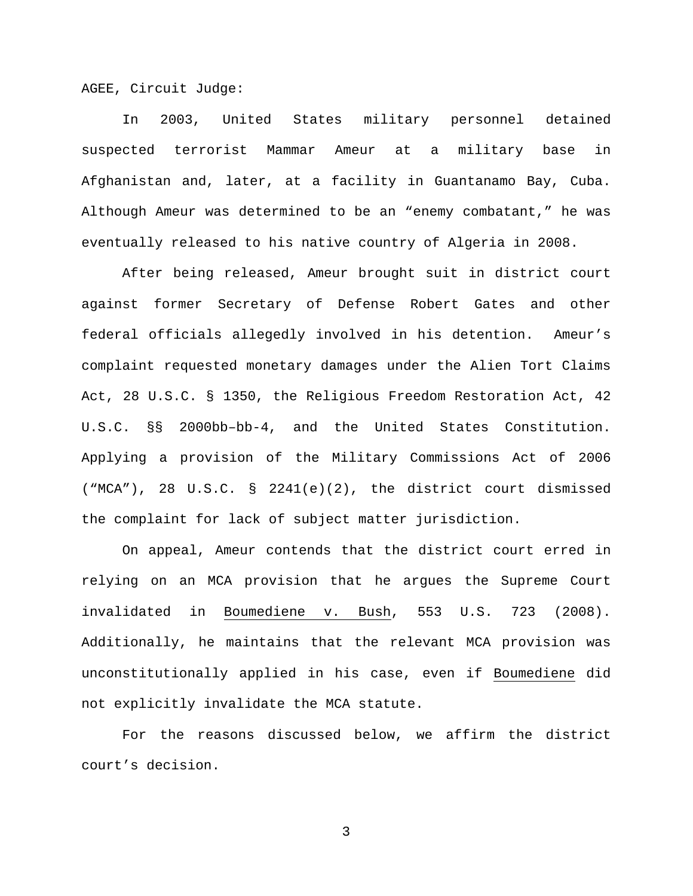AGEE, Circuit Judge:

In 2003, United States military personnel detained suspected terrorist Mammar Ameur at a military base in Afghanistan and, later, at a facility in Guantanamo Bay, Cuba. Although Ameur was determined to be an "enemy combatant," he was eventually released to his native country of Algeria in 2008.

After being released, Ameur brought suit in district court against former Secretary of Defense Robert Gates and other federal officials allegedly involved in his detention. Ameur's complaint requested monetary damages under the Alien Tort Claims Act, 28 U.S.C. § 1350, the Religious Freedom Restoration Act, 42 U.S.C. §§ 2000bb–bb-4, and the United States Constitution. Applying a provision of the Military Commissions Act of 2006 ("MCA"), 28 U.S.C. § 2241(e)(2), the district court dismissed the complaint for lack of subject matter jurisdiction.

On appeal, Ameur contends that the district court erred in relying on an MCA provision that he argues the Supreme Court invalidated in Boumediene v. Bush, 553 U.S. 723 (2008). Additionally, he maintains that the relevant MCA provision was unconstitutionally applied in his case, even if Boumediene did not explicitly invalidate the MCA statute.

For the reasons discussed below, we affirm the district court's decision.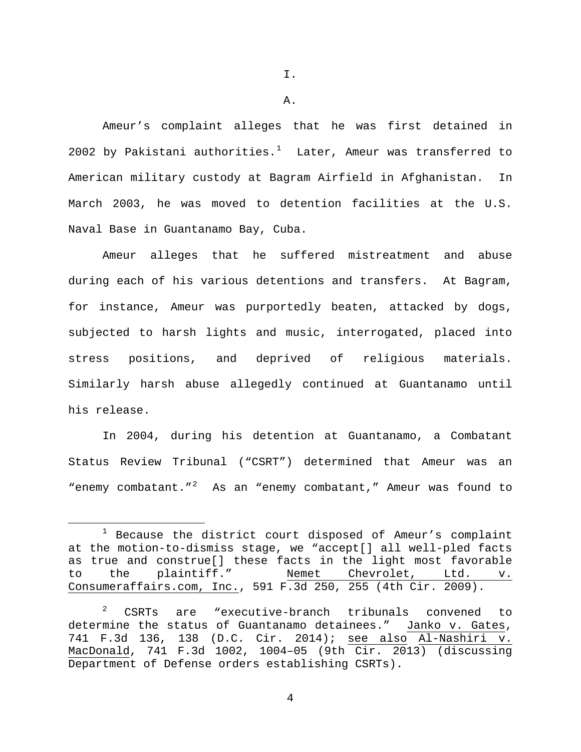# I.

## A.

Ameur's complaint alleges that he was first detained in 2002 by Pakistani authorities.[1] Later, Ameur was transferred to American military custody at Bagram Airfield in Afghanistan. In March 2003, he was moved to detention facilities at the U.S. Naval Base in Guantanamo Bay, Cuba.

Ameur alleges that he suffered mistreatment and abuse during each of his various detentions and transfers. At Bagram, for instance, Ameur was purportedly beaten, attacked by dogs, subjected to harsh lights and music, interrogated, placed into stress positions, and deprived of religious materials. Similarly harsh abuse allegedly continued at Guantanamo until his release.

In 2004, during his detention at Guantanamo, a Combatant Status Review Tribunal ("CSRT") determined that Ameur was an "enemy combatant."[2] As an "enemy combatant," Ameur was found to

---

[1] Because the district court disposed of Ameur's complaint at the motion-to-dismiss stage, we "accept[] all well-pled facts as true and construe[] these facts in the light most favorable to the plaintiff." <u>Nemet Chevrolet, Ltd. v. Consumeraffairs.com, Inc.</u>, 591 F.3d 250, 255 (4th Cir. 2009).

[2] CSRTs are "executive-branch tribunals convened to determine the status of Guantanamo detainees." <u>Janko v. Gates</u>, 741 F.3d 136, 138 (D.C. Cir. 2014); <u>see also</u> <u>Al-Nashiri v. MacDonald</u>, 741 F.3d 1002, 1004–05 (9th Cir. 2013) (discussing Department of Defense orders establishing CSRTs).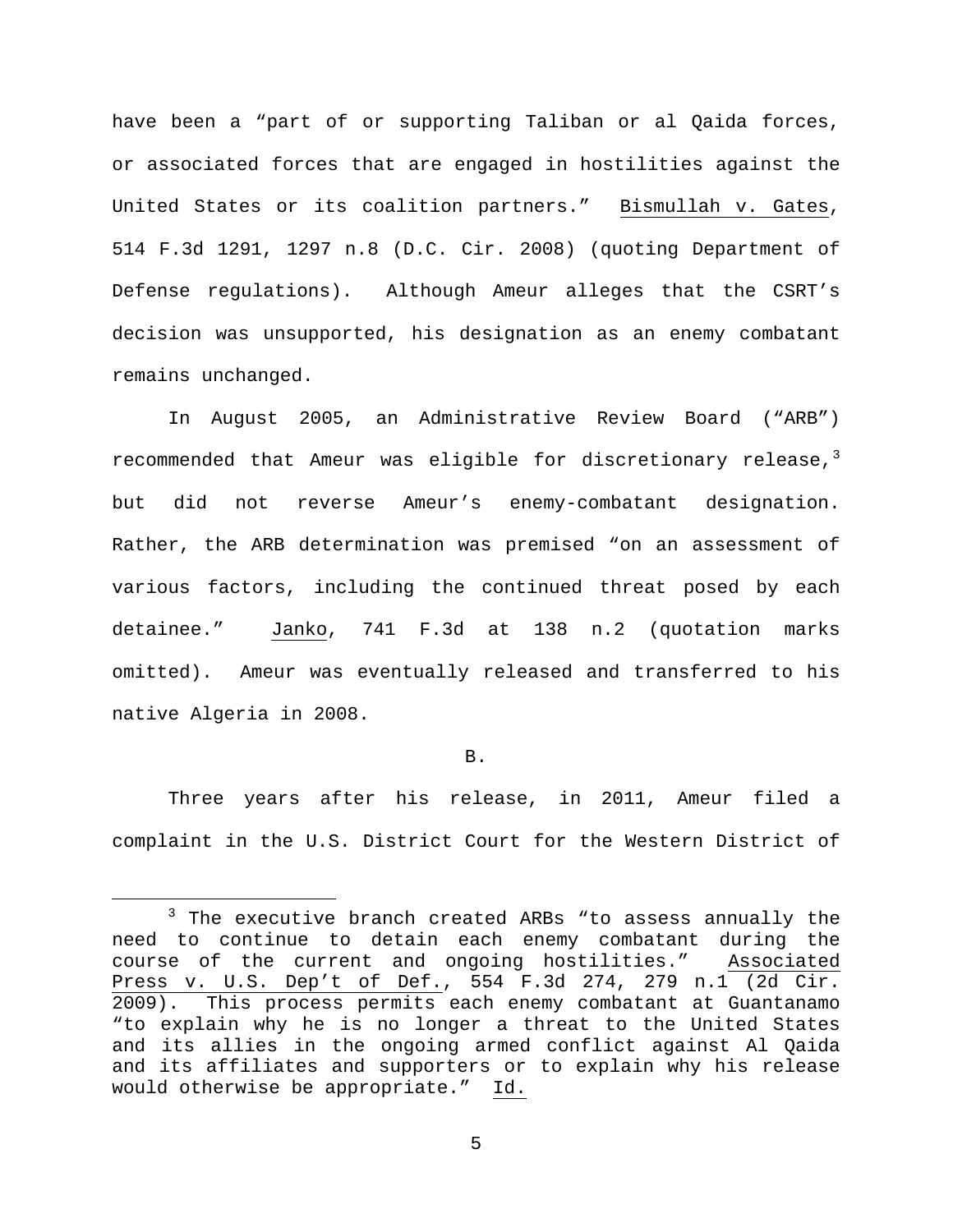have been a "part of or supporting Taliban or al Qaida forces, or associated forces that are engaged in hostilities against the United States or its coalition partners." Bismullah v. Gates, 514 F.3d 1291, 1297 n.8 (D.C. Cir. 2008) (quoting Department of Defense regulations). Although Ameur alleges that the CSRT's decision was unsupported, his designation as an enemy combatant remains unchanged.

In August 2005, an Administrative Review Board ("ARB") recommended that Ameur was eligible for discretionary release,[3] but did not reverse Ameur's enemy-combatant designation. Rather, the ARB determination was premised "on an assessment of various factors, including the continued threat posed by each detainee." Janko, 741 F.3d at 138 n.2 (quotation marks omitted). Ameur was eventually released and transferred to his native Algeria in 2008.

B.

Three years after his release, in 2011, Ameur filed a complaint in the U.S. District Court for the Western District of

[3] The executive branch created ARBs "to assess annually the need to continue to detain each enemy combatant during the course of the current and ongoing hostilities." Associated Press v. U.S. Dep't of Def., 554 F.3d 274, 279 n.1 (2d Cir. 2009). This process permits each enemy combatant at Guantanamo "to explain why he is no longer a threat to the United States and its allies in the ongoing armed conflict against Al Qaida and its affiliates and supporters or to explain why his release would otherwise be appropriate." Id.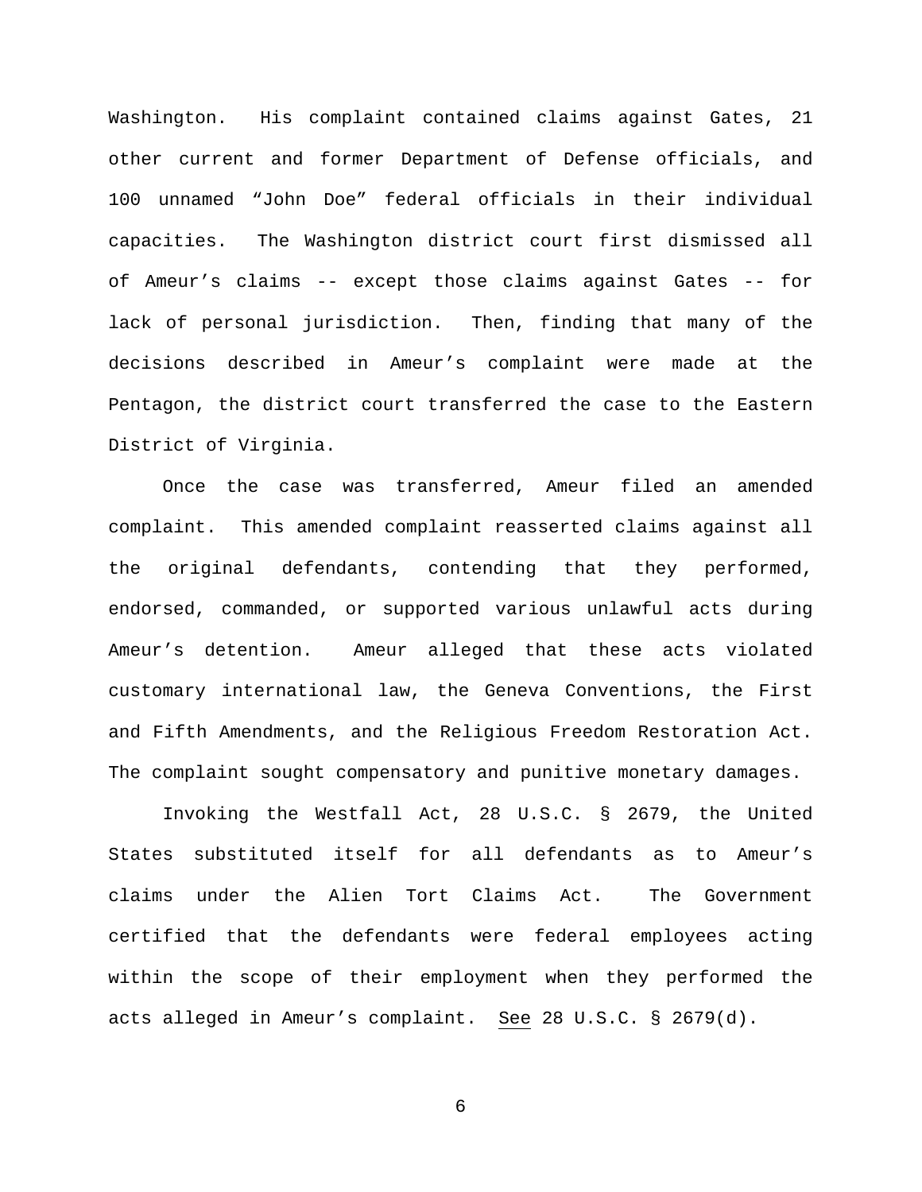Washington. His complaint contained claims against Gates, 21 other current and former Department of Defense officials, and 100 unnamed "John Doe" federal officials in their individual capacities. The Washington district court first dismissed all of Ameur's claims -- except those claims against Gates -- for lack of personal jurisdiction. Then, finding that many of the decisions described in Ameur's complaint were made at the Pentagon, the district court transferred the case to the Eastern District of Virginia.

Once the case was transferred, Ameur filed an amended complaint. This amended complaint reasserted claims against all the original defendants, contending that they performed, endorsed, commanded, or supported various unlawful acts during Ameur's detention. Ameur alleged that these acts violated customary international law, the Geneva Conventions, the First and Fifth Amendments, and the Religious Freedom Restoration Act. The complaint sought compensatory and punitive monetary damages.

Invoking the Westfall Act, 28 U.S.C. § 2679, the United States substituted itself for all defendants as to Ameur's claims under the Alien Tort Claims Act. The Government certified that the defendants were federal employees acting within the scope of their employment when they performed the acts alleged in Ameur's complaint. See 28 U.S.C. § 2679(d).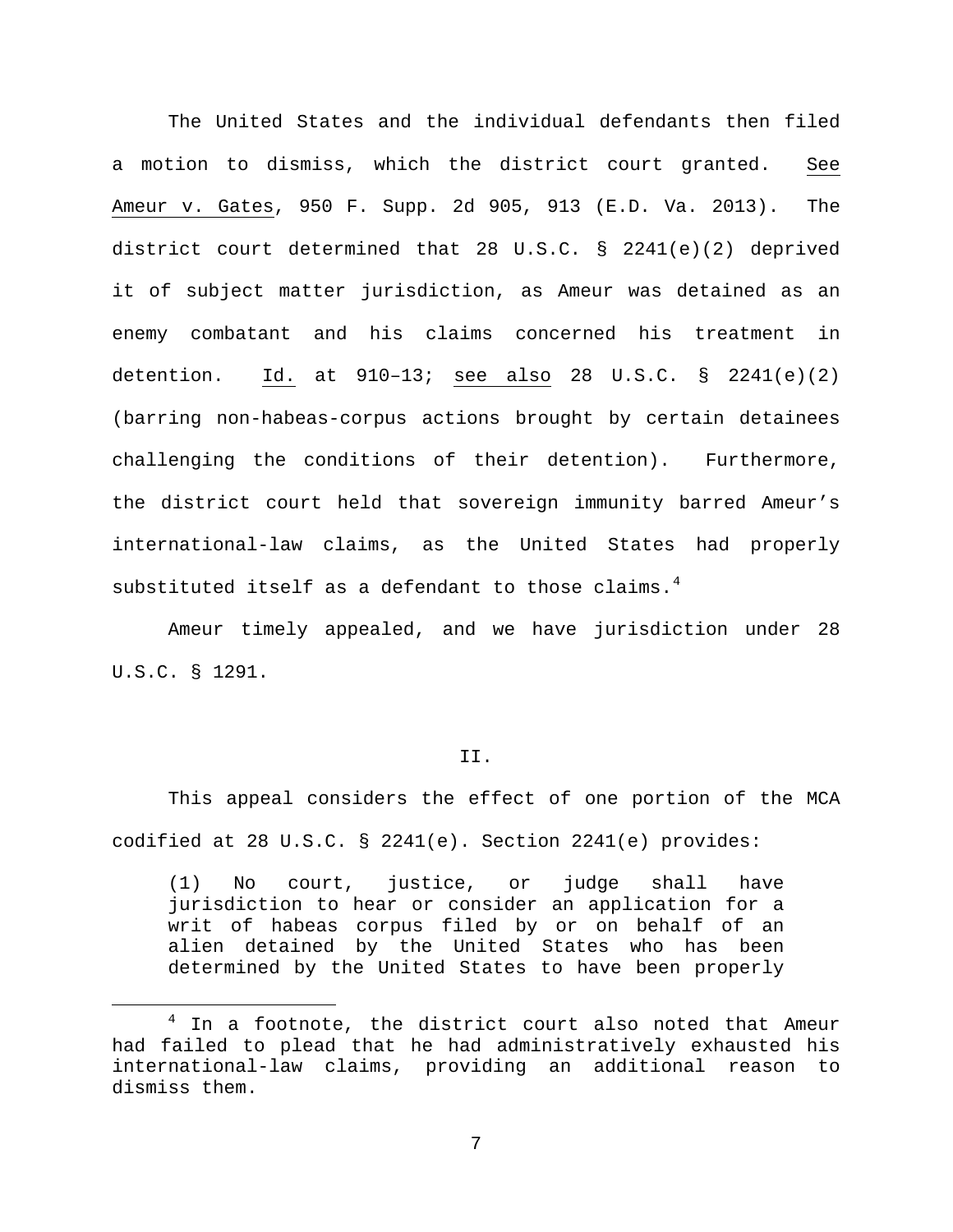The United States and the individual defendants then filed a motion to dismiss, which the district court granted. See Ameur v. Gates, 950 F. Supp. 2d 905, 913 (E.D. Va. 2013). The district court determined that 28 U.S.C. § 2241(e)(2) deprived it of subject matter jurisdiction, as Ameur was detained as an enemy combatant and his claims concerned his treatment in detention. Id. at 910–13; see also 28 U.S.C. § 2241(e)(2) (barring non-habeas-corpus actions brought by certain detainees challenging the conditions of their detention). Furthermore, the district court held that sovereign immunity barred Ameur's international-law claims, as the United States had properly substituted itself as a defendant to those claims.[4]

Ameur timely appealed, and we have jurisdiction under 28 U.S.C. § 1291.

## II.

This appeal considers the effect of one portion of the MCA codified at 28 U.S.C. § 2241(e). Section 2241(e) provides:

> (1) No court, justice, or judge shall have jurisdiction to hear or consider an application for a writ of habeas corpus filed by or on behalf of an alien detained by the United States who has been determined by the United States to have been properly

---

[4] In a footnote, the district court also noted that Ameur had failed to plead that he had administratively exhausted his international-law claims, providing an additional reason to dismiss them.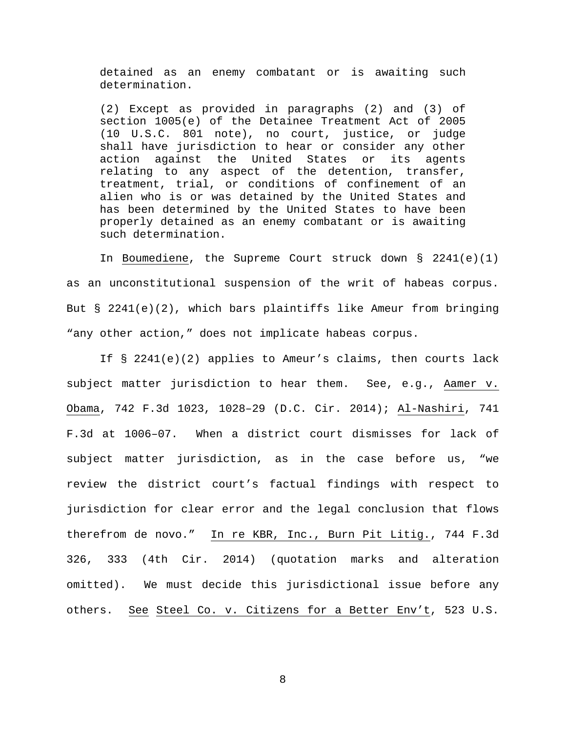> detained as an enemy combatant or is awaiting such determination.
>
> (2) Except as provided in paragraphs (2) and (3) of section 1005(e) of the Detainee Treatment Act of 2005 (10 U.S.C. 801 note), no court, justice, or judge shall have jurisdiction to hear or consider any other action against the United States or its agents relating to any aspect of the detention, transfer, treatment, trial, or conditions of confinement of an alien who is or was detained by the United States and has been determined by the United States to have been properly detained as an enemy combatant or is awaiting such determination.

In Boumediene, the Supreme Court struck down § 2241(e)(1) as an unconstitutional suspension of the writ of habeas corpus. But § 2241(e)(2), which bars plaintiffs like Ameur from bringing "any other action," does not implicate habeas corpus.

If § 2241(e)(2) applies to Ameur's claims, then courts lack subject matter jurisdiction to hear them. See, e.g., Aamer v. Obama, 742 F.3d 1023, 1028–29 (D.C. Cir. 2014); Al-Nashiri, 741 F.3d at 1006–07. When a district court dismisses for lack of subject matter jurisdiction, as in the case before us, "we review the district court's factual findings with respect to jurisdiction for clear error and the legal conclusion that flows therefrom de novo." In re KBR, Inc., Burn Pit Litig., 744 F.3d 326, 333 (4th Cir. 2014) (quotation marks and alteration omitted). We must decide this jurisdictional issue before any others. See Steel Co. v. Citizens for a Better Env't, 523 U.S.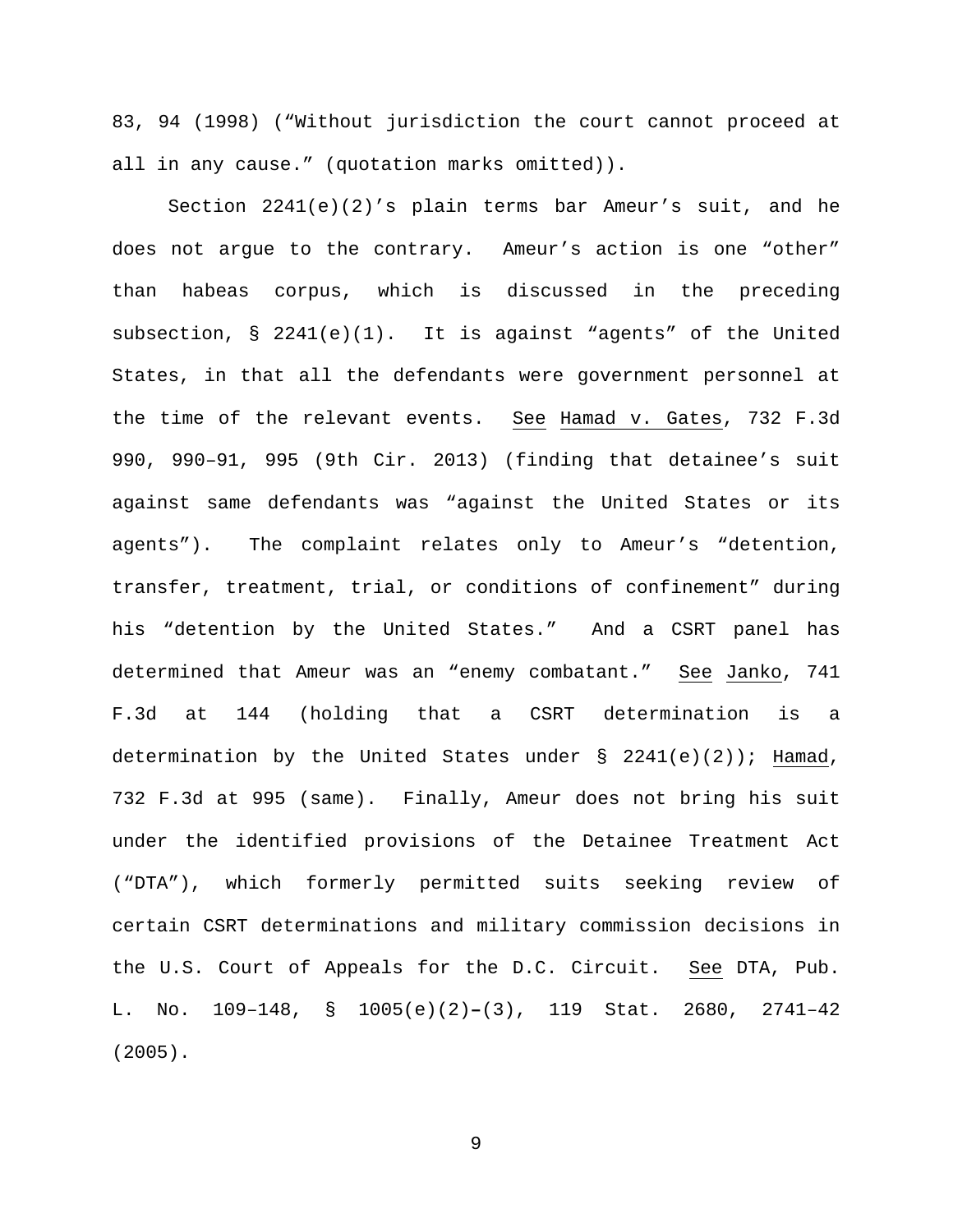83, 94 (1998) ("Without jurisdiction the court cannot proceed at all in any cause." (quotation marks omitted)).

Section 2241(e)(2)'s plain terms bar Ameur's suit, and he does not argue to the contrary. Ameur's action is one "other" than habeas corpus, which is discussed in the preceding subsection, § 2241(e)(1). It is against "agents" of the United States, in that all the defendants were government personnel at the time of the relevant events. See Hamad v. Gates, 732 F.3d 990, 990–91, 995 (9th Cir. 2013) (finding that detainee's suit against same defendants was "against the United States or its agents"). The complaint relates only to Ameur's "detention, transfer, treatment, trial, or conditions of confinement" during his "detention by the United States." And a CSRT panel has determined that Ameur was an "enemy combatant." See Janko, 741 F.3d at 144 (holding that a CSRT determination is a determination by the United States under § 2241(e)(2)); Hamad, 732 F.3d at 995 (same). Finally, Ameur does not bring his suit under the identified provisions of the Detainee Treatment Act ("DTA"), which formerly permitted suits seeking review of certain CSRT determinations and military commission decisions in the U.S. Court of Appeals for the D.C. Circuit. See DTA, Pub. L. No. 109–148, § 1005(e)(2)–(3), 119 Stat. 2680, 2741–42 (2005).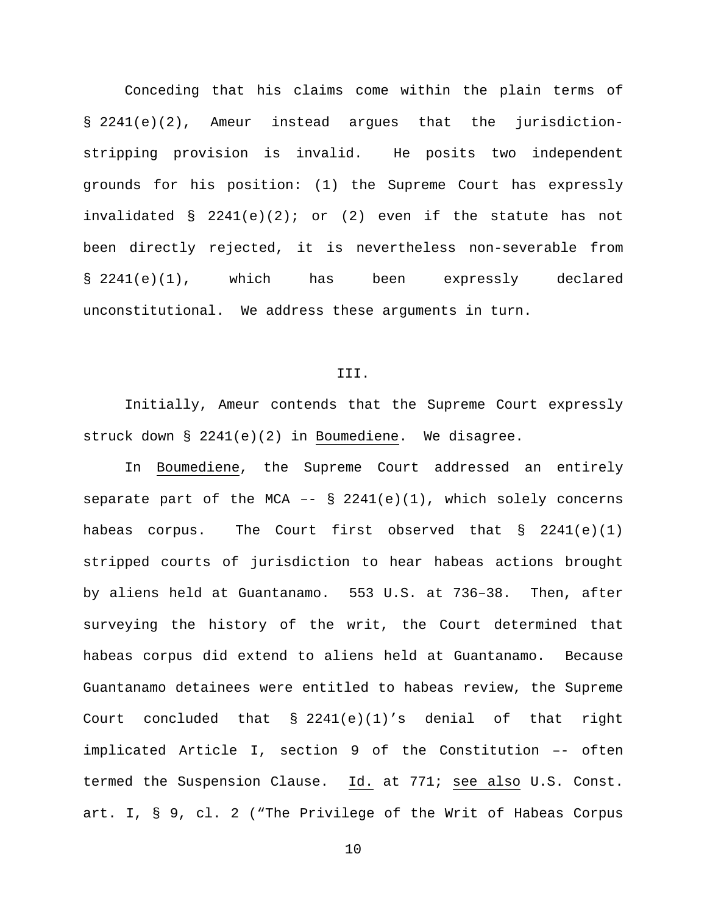Conceding that his claims come within the plain terms of § 2241(e)(2), Ameur instead argues that the jurisdiction-stripping provision is invalid. He posits two independent grounds for his position: (1) the Supreme Court has expressly invalidated § 2241(e)(2); or (2) even if the statute has not been directly rejected, it is nevertheless non-severable from § 2241(e)(1), which has been expressly declared unconstitutional. We address these arguments in turn.

## III.

Initially, Ameur contends that the Supreme Court expressly struck down § 2241(e)(2) in Boumediene. We disagree.

In Boumediene, the Supreme Court addressed an entirely separate part of the MCA –- § 2241(e)(1), which solely concerns habeas corpus. The Court first observed that § 2241(e)(1) stripped courts of jurisdiction to hear habeas actions brought by aliens held at Guantanamo. 553 U.S. at 736–38. Then, after surveying the history of the writ, the Court determined that habeas corpus did extend to aliens held at Guantanamo. Because Guantanamo detainees were entitled to habeas review, the Supreme Court concluded that § 2241(e)(1)'s denial of that right implicated Article I, section 9 of the Constitution –- often termed the Suspension Clause. Id. at 771; see also U.S. Const. art. I, § 9, cl. 2 ("The Privilege of the Writ of Habeas Corpus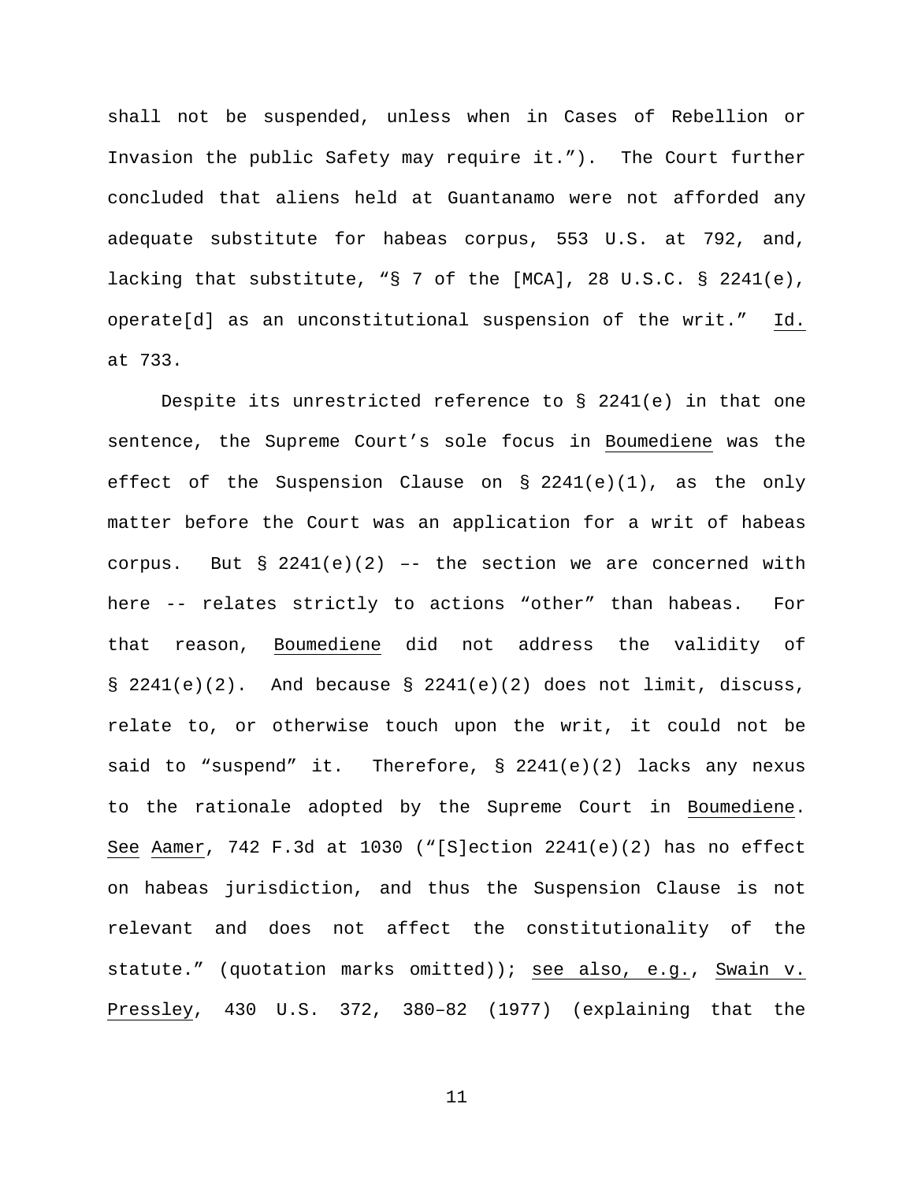shall not be suspended, unless when in Cases of Rebellion or Invasion the public Safety may require it."). The Court further concluded that aliens held at Guantanamo were not afforded any adequate substitute for habeas corpus, 553 U.S. at 792, and, lacking that substitute, "§ 7 of the [MCA], 28 U.S.C. § 2241(e), operate[d] as an unconstitutional suspension of the writ." Id. at 733.

Despite its unrestricted reference to § 2241(e) in that one sentence, the Supreme Court's sole focus in Boumediene was the effect of the Suspension Clause on § 2241(e)(1), as the only matter before the Court was an application for a writ of habeas corpus. But § 2241(e)(2) –- the section we are concerned with here -- relates strictly to actions "other" than habeas. For that reason, Boumediene did not address the validity of § 2241(e)(2). And because § 2241(e)(2) does not limit, discuss, relate to, or otherwise touch upon the writ, it could not be said to "suspend" it. Therefore, § 2241(e)(2) lacks any nexus to the rationale adopted by the Supreme Court in Boumediene. See Aamer, 742 F.3d at 1030 ("[S]ection 2241(e)(2) has no effect on habeas jurisdiction, and thus the Suspension Clause is not relevant and does not affect the constitutionality of the statute." (quotation marks omitted)); see also, e.g., Swain v. Pressley, 430 U.S. 372, 380–82 (1977) (explaining that the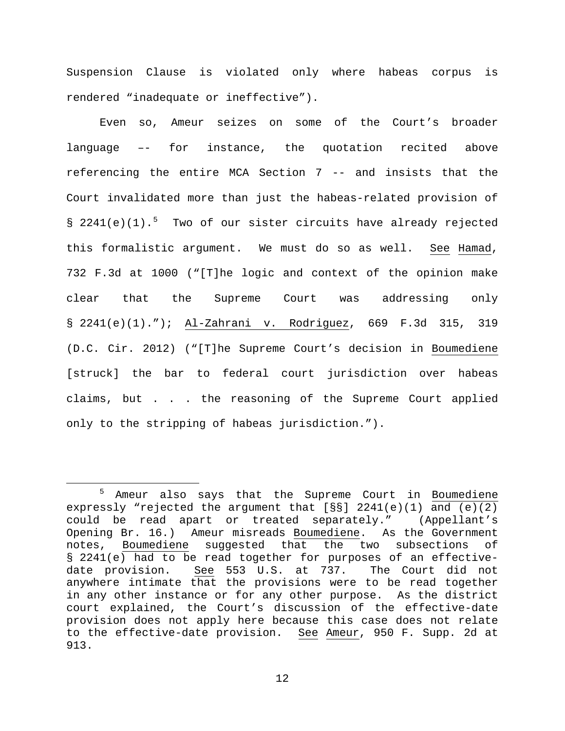Suspension Clause is violated only where habeas corpus is rendered "inadequate or ineffective").

Even so, Ameur seizes on some of the Court's broader language –- for instance, the quotation recited above referencing the entire MCA Section 7 -- and insists that the Court invalidated more than just the habeas-related provision of § 2241(e)(1).[5] Two of our sister circuits have already rejected this formalistic argument. We must do so as well. See Hamad, 732 F.3d at 1000 ("[T]he logic and context of the opinion make clear that the Supreme Court was addressing only § 2241(e)(1)."); Al-Zahrani v. Rodriguez, 669 F.3d 315, 319 (D.C. Cir. 2012) ("[T]he Supreme Court's decision in Boumediene [struck] the bar to federal court jurisdiction over habeas claims, but . . . the reasoning of the Supreme Court applied only to the stripping of habeas jurisdiction.").

---

[5] Ameur also says that the Supreme Court in Boumediene expressly "rejected the argument that [§§] 2241(e)(1) and (e)(2) could be read apart or treated separately." (Appellant's Opening Br. 16.) Ameur misreads Boumediene. As the Government notes, Boumediene suggested that the two subsections of § 2241(e) had to be read together for purposes of an effective-date provision. See 553 U.S. at 737. The Court did not anywhere intimate that the provisions were to be read together in any other instance or for any other purpose. As the district court explained, the Court's discussion of the effective-date provision does not apply here because this case does not relate to the effective-date provision. See Ameur, 950 F. Supp. 2d at 913.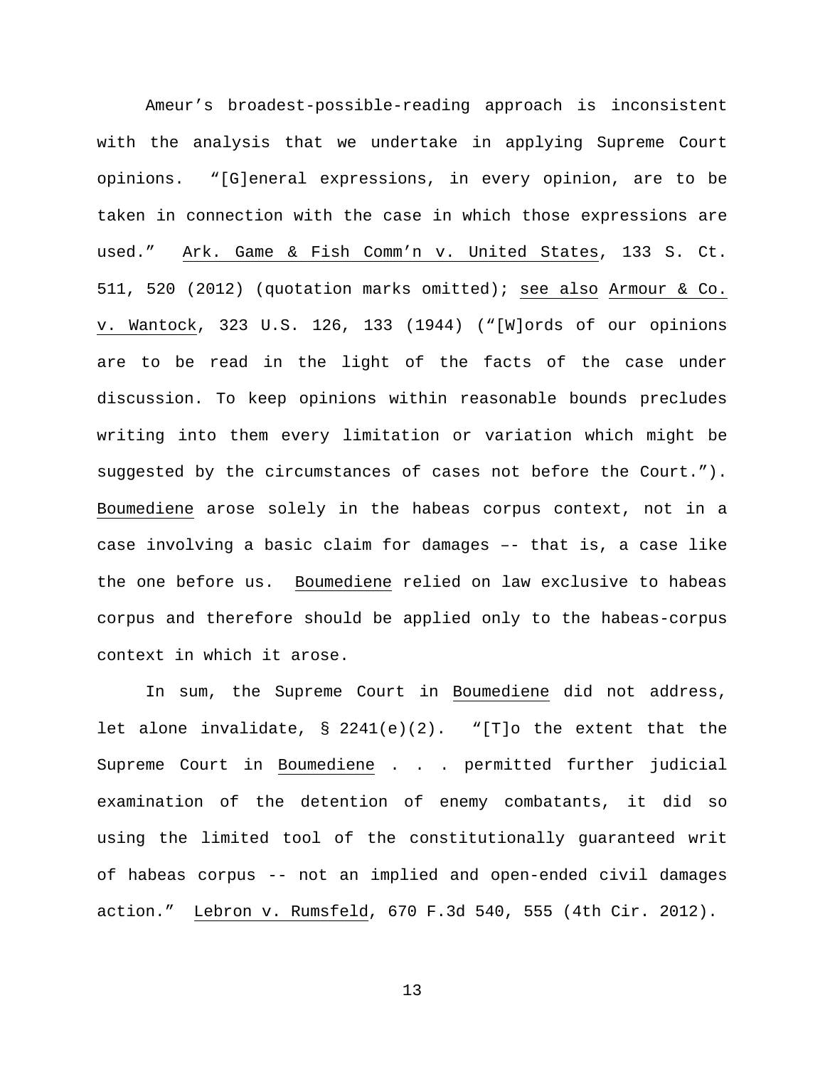Ameur's broadest-possible-reading approach is inconsistent with the analysis that we undertake in applying Supreme Court opinions. "[G]eneral expressions, in every opinion, are to be taken in connection with the case in which those expressions are used." Ark. Game & Fish Comm'n v. United States, 133 S. Ct. 511, 520 (2012) (quotation marks omitted); see also Armour & Co. v. Wantock, 323 U.S. 126, 133 (1944) ("[W]ords of our opinions are to be read in the light of the facts of the case under discussion. To keep opinions within reasonable bounds precludes writing into them every limitation or variation which might be suggested by the circumstances of cases not before the Court."). Boumediene arose solely in the habeas corpus context, not in a case involving a basic claim for damages –- that is, a case like the one before us. Boumediene relied on law exclusive to habeas corpus and therefore should be applied only to the habeas-corpus context in which it arose.

In sum, the Supreme Court in Boumediene did not address, let alone invalidate, § 2241(e)(2). "[T]o the extent that the Supreme Court in Boumediene . . . permitted further judicial examination of the detention of enemy combatants, it did so using the limited tool of the constitutionally guaranteed writ of habeas corpus -- not an implied and open-ended civil damages action." Lebron v. Rumsfeld, 670 F.3d 540, 555 (4th Cir. 2012).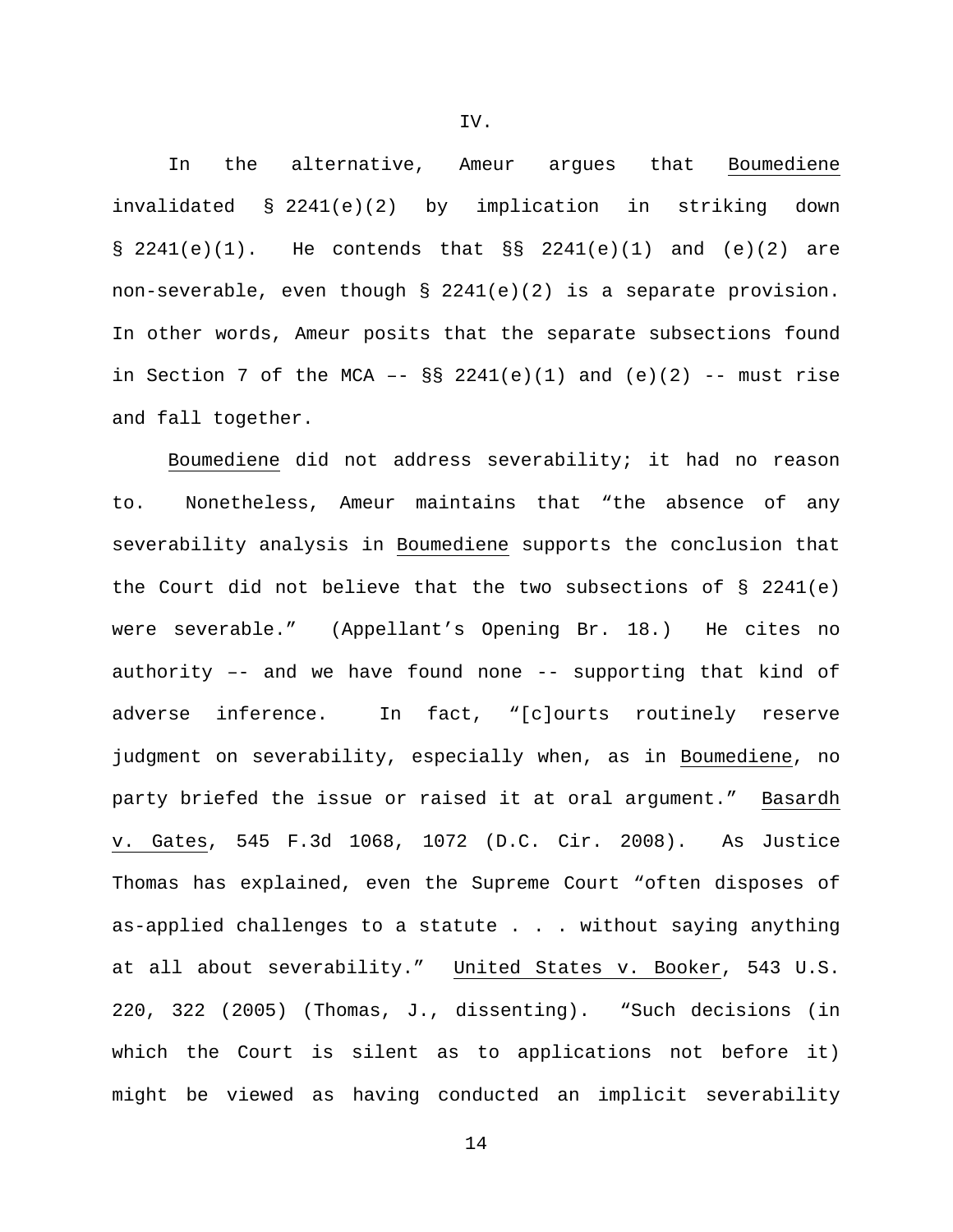IV.

In the alternative, Ameur argues that Boumediene invalidated § 2241(e)(2) by implication in striking down § 2241(e)(1). He contends that §§ 2241(e)(1) and (e)(2) are non-severable, even though § 2241(e)(2) is a separate provision. In other words, Ameur posits that the separate subsections found in Section 7 of the MCA –– §§ 2241(e)(1) and (e)(2) -- must rise and fall together.

Boumediene did not address severability; it had no reason to. Nonetheless, Ameur maintains that "the absence of any severability analysis in Boumediene supports the conclusion that the Court did not believe that the two subsections of § 2241(e) were severable." (Appellant's Opening Br. 18.) He cites no authority –– and we have found none -- supporting that kind of adverse inference. In fact, "[c]ourts routinely reserve judgment on severability, especially when, as in Boumediene, no party briefed the issue or raised it at oral argument." Basardh v. Gates, 545 F.3d 1068, 1072 (D.C. Cir. 2008). As Justice Thomas has explained, even the Supreme Court "often disposes of as-applied challenges to a statute . . . without saying anything at all about severability." United States v. Booker, 543 U.S. 220, 322 (2005) (Thomas, J., dissenting). "Such decisions (in which the Court is silent as to applications not before it) might be viewed as having conducted an implicit severability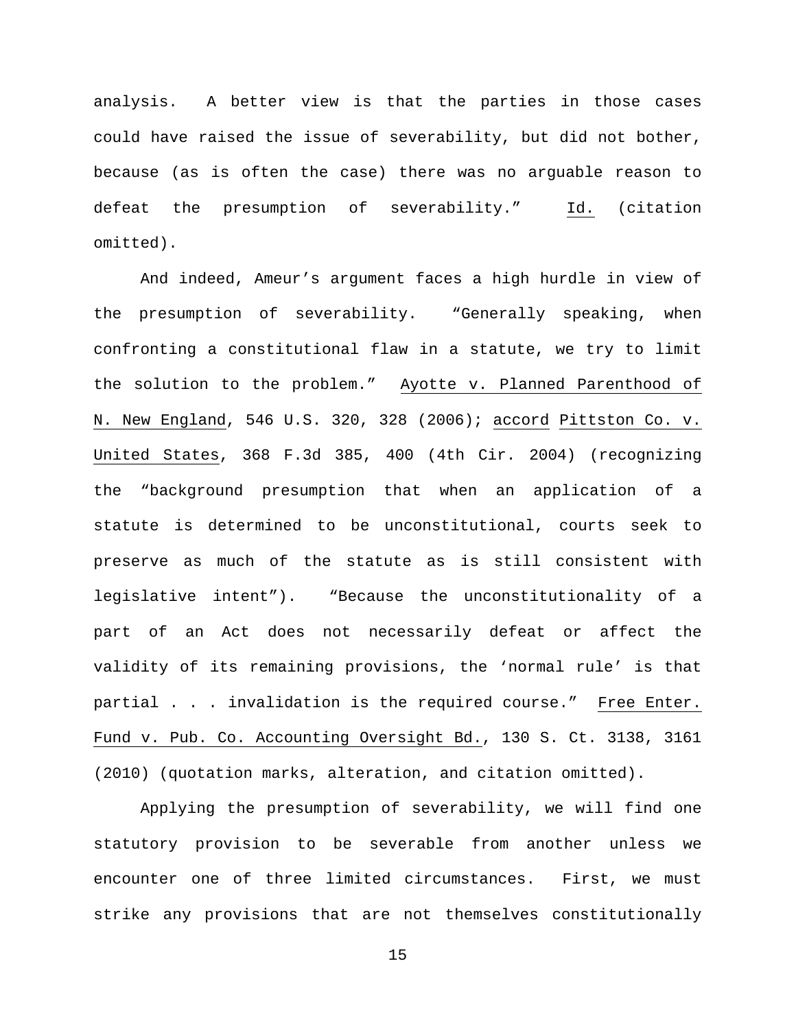analysis. A better view is that the parties in those cases could have raised the issue of severability, but did not bother, because (as is often the case) there was no arguable reason to defeat the presumption of severability." Id. (citation omitted).

And indeed, Ameur's argument faces a high hurdle in view of the presumption of severability. "Generally speaking, when confronting a constitutional flaw in a statute, we try to limit the solution to the problem." Ayotte v. Planned Parenthood of N. New England, 546 U.S. 320, 328 (2006); accord Pittston Co. v. United States, 368 F.3d 385, 400 (4th Cir. 2004) (recognizing the "background presumption that when an application of a statute is determined to be unconstitutional, courts seek to preserve as much of the statute as is still consistent with legislative intent"). "Because the unconstitutionality of a part of an Act does not necessarily defeat or affect the validity of its remaining provisions, the 'normal rule' is that partial . . . invalidation is the required course." Free Enter. Fund v. Pub. Co. Accounting Oversight Bd., 130 S. Ct. 3138, 3161 (2010) (quotation marks, alteration, and citation omitted).

Applying the presumption of severability, we will find one statutory provision to be severable from another unless we encounter one of three limited circumstances. First, we must strike any provisions that are not themselves constitutionally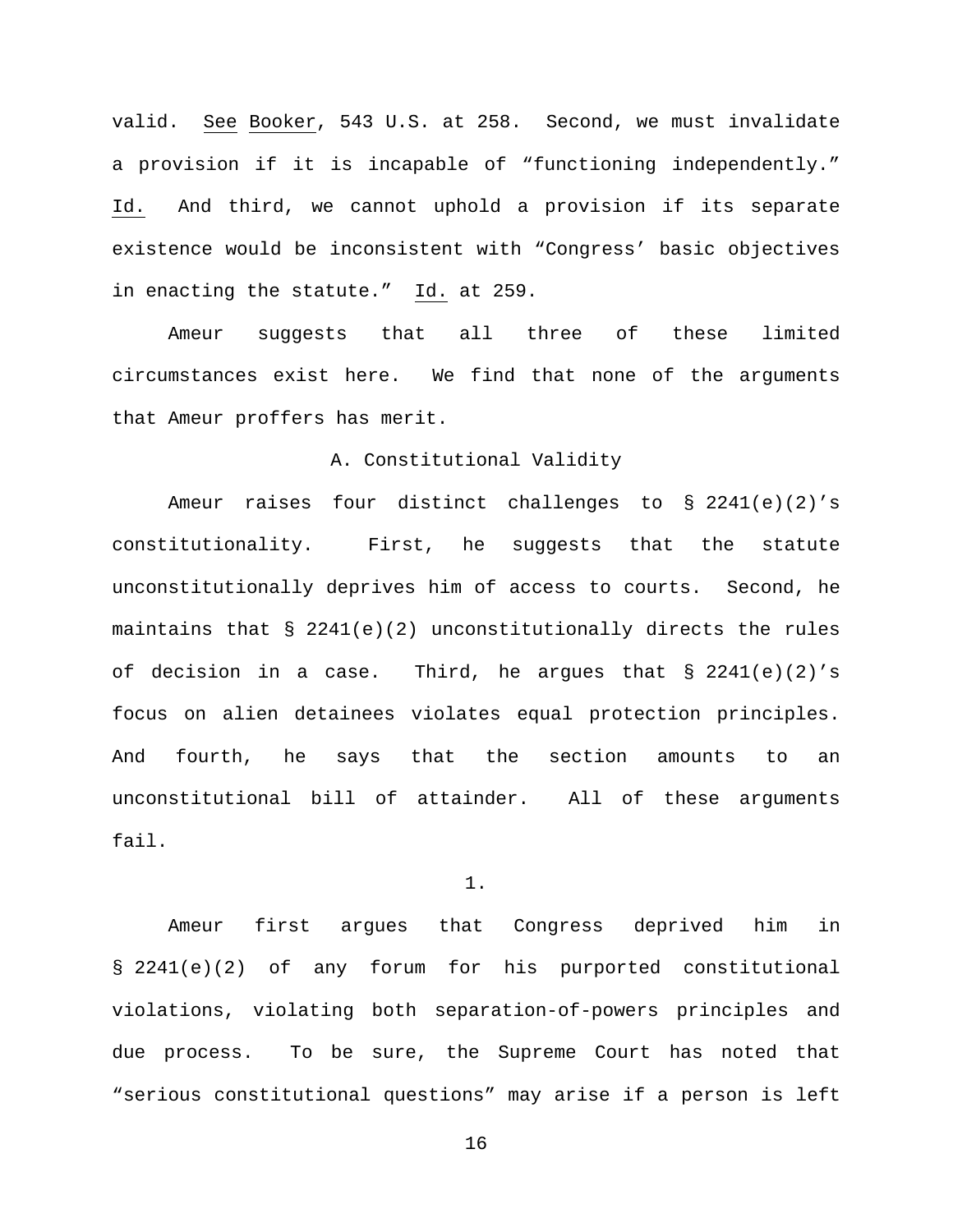valid. See Booker, 543 U.S. at 258. Second, we must invalidate a provision if it is incapable of "functioning independently." Id. And third, we cannot uphold a provision if its separate existence would be inconsistent with "Congress' basic objectives in enacting the statute." Id. at 259.

Ameur suggests that all three of these limited circumstances exist here. We find that none of the arguments that Ameur proffers has merit.

### A. Constitutional Validity

Ameur raises four distinct challenges to § 2241(e)(2)'s constitutionality. First, he suggests that the statute unconstitutionally deprives him of access to courts. Second, he maintains that § 2241(e)(2) unconstitutionally directs the rules of decision in a case. Third, he argues that § 2241(e)(2)'s focus on alien detainees violates equal protection principles. And fourth, he says that the section amounts to an unconstitutional bill of attainder. All of these arguments fail.

#### 1.

Ameur first argues that Congress deprived him in § 2241(e)(2) of any forum for his purported constitutional violations, violating both separation-of-powers principles and due process. To be sure, the Supreme Court has noted that "serious constitutional questions" may arise if a person is left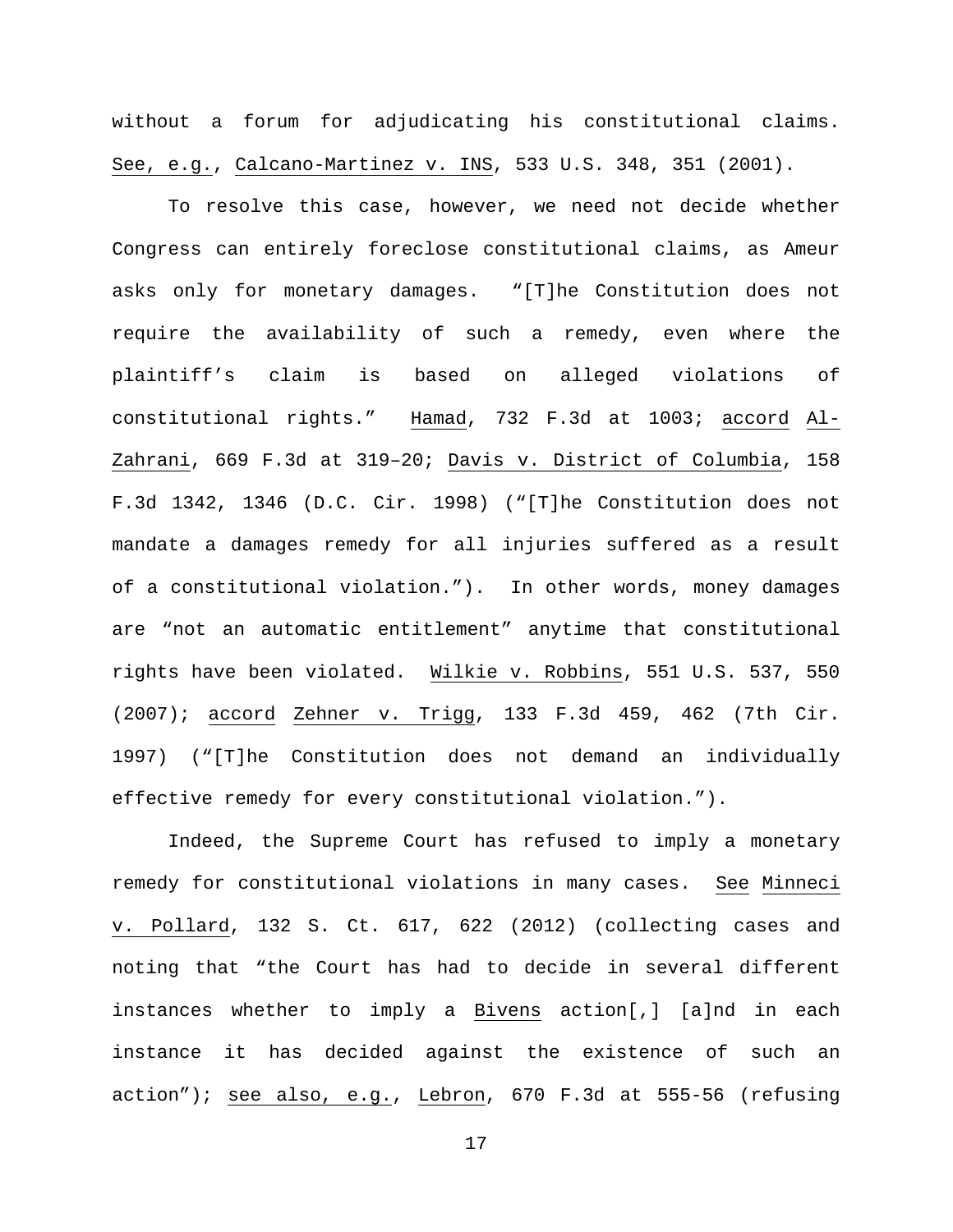without a forum for adjudicating his constitutional claims. See, e.g., Calcano-Martinez v. INS, 533 U.S. 348, 351 (2001).

To resolve this case, however, we need not decide whether Congress can entirely foreclose constitutional claims, as Ameur asks only for monetary damages. "[T]he Constitution does not require the availability of such a remedy, even where the plaintiff's claim is based on alleged violations of constitutional rights." Hamad, 732 F.3d at 1003; accord Al-Zahrani, 669 F.3d at 319–20; Davis v. District of Columbia, 158 F.3d 1342, 1346 (D.C. Cir. 1998) ("[T]he Constitution does not mandate a damages remedy for all injuries suffered as a result of a constitutional violation."). In other words, money damages are "not an automatic entitlement" anytime that constitutional rights have been violated. Wilkie v. Robbins, 551 U.S. 537, 550 (2007); accord Zehner v. Trigg, 133 F.3d 459, 462 (7th Cir. 1997) ("[T]he Constitution does not demand an individually effective remedy for every constitutional violation.").

Indeed, the Supreme Court has refused to imply a monetary remedy for constitutional violations in many cases. See Minneci v. Pollard, 132 S. Ct. 617, 622 (2012) (collecting cases and noting that "the Court has had to decide in several different instances whether to imply a Bivens action[,] [a]nd in each instance it has decided against the existence of such an action"); see also, e.g., Lebron, 670 F.3d at 555-56 (refusing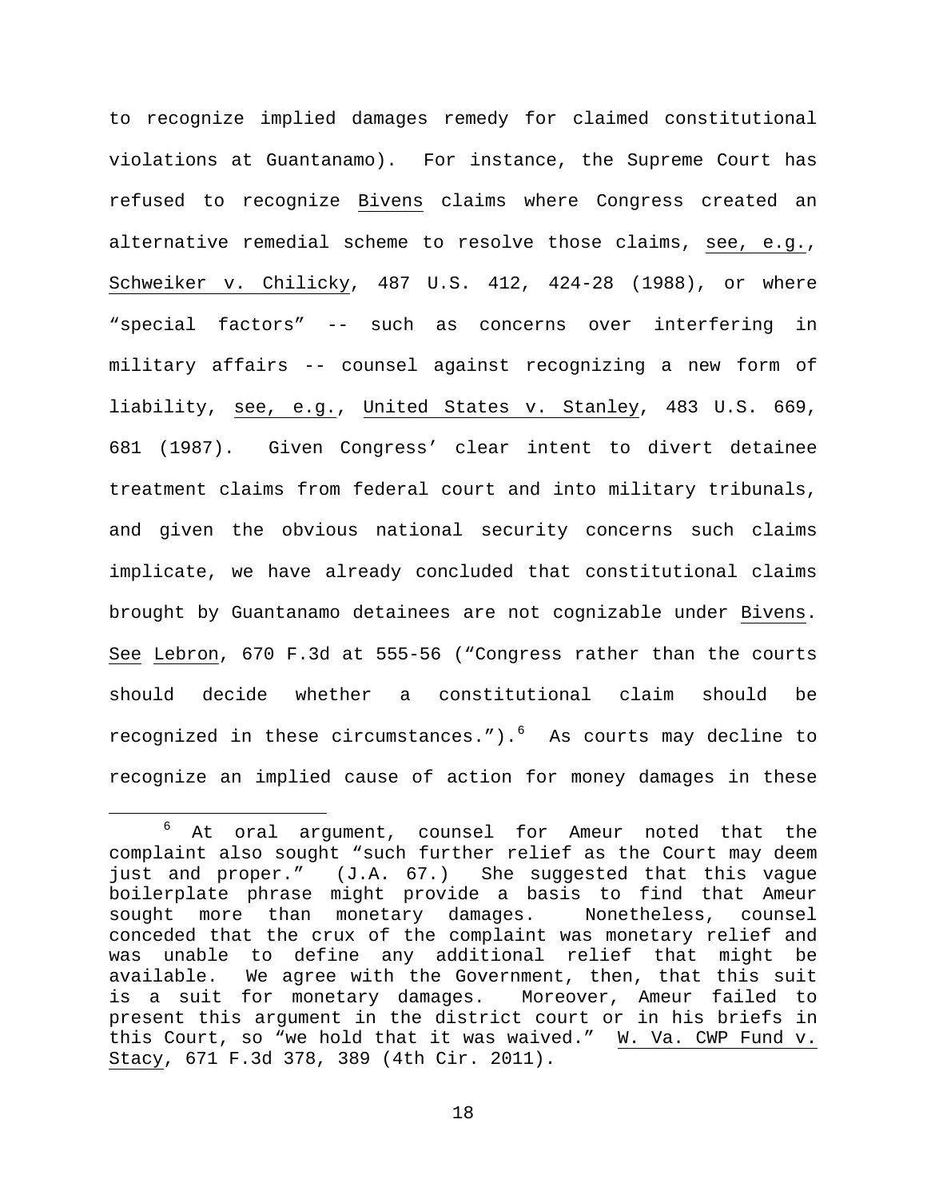to recognize implied damages remedy for claimed constitutional violations at Guantanamo). For instance, the Supreme Court has refused to recognize Bivens claims where Congress created an alternative remedial scheme to resolve those claims, see, e.g., Schweiker v. Chilicky, 487 U.S. 412, 424-28 (1988), or where "special factors" -- such as concerns over interfering in military affairs -- counsel against recognizing a new form of liability, see, e.g., United States v. Stanley, 483 U.S. 669, 681 (1987). Given Congress' clear intent to divert detainee treatment claims from federal court and into military tribunals, and given the obvious national security concerns such claims implicate, we have already concluded that constitutional claims brought by Guantanamo detainees are not cognizable under Bivens. See Lebron, 670 F.3d at 555-56 ("Congress rather than the courts should decide whether a constitutional claim should be recognized in these circumstances.").[6] As courts may decline to recognize an implied cause of action for money damages in these

[6] At oral argument, counsel for Ameur noted that the complaint also sought "such further relief as the Court may deem just and proper." (J.A. 67.) She suggested that this vague boilerplate phrase might provide a basis to find that Ameur sought more than monetary damages. Nonetheless, counsel conceded that the crux of the complaint was monetary relief and was unable to define any additional relief that might be available. We agree with the Government, then, that this suit is a suit for monetary damages. Moreover, Ameur failed to present this argument in the district court or in his briefs in this Court, so "we hold that it was waived." W. Va. CWP Fund v. Stacy, 671 F.3d 378, 389 (4th Cir. 2011).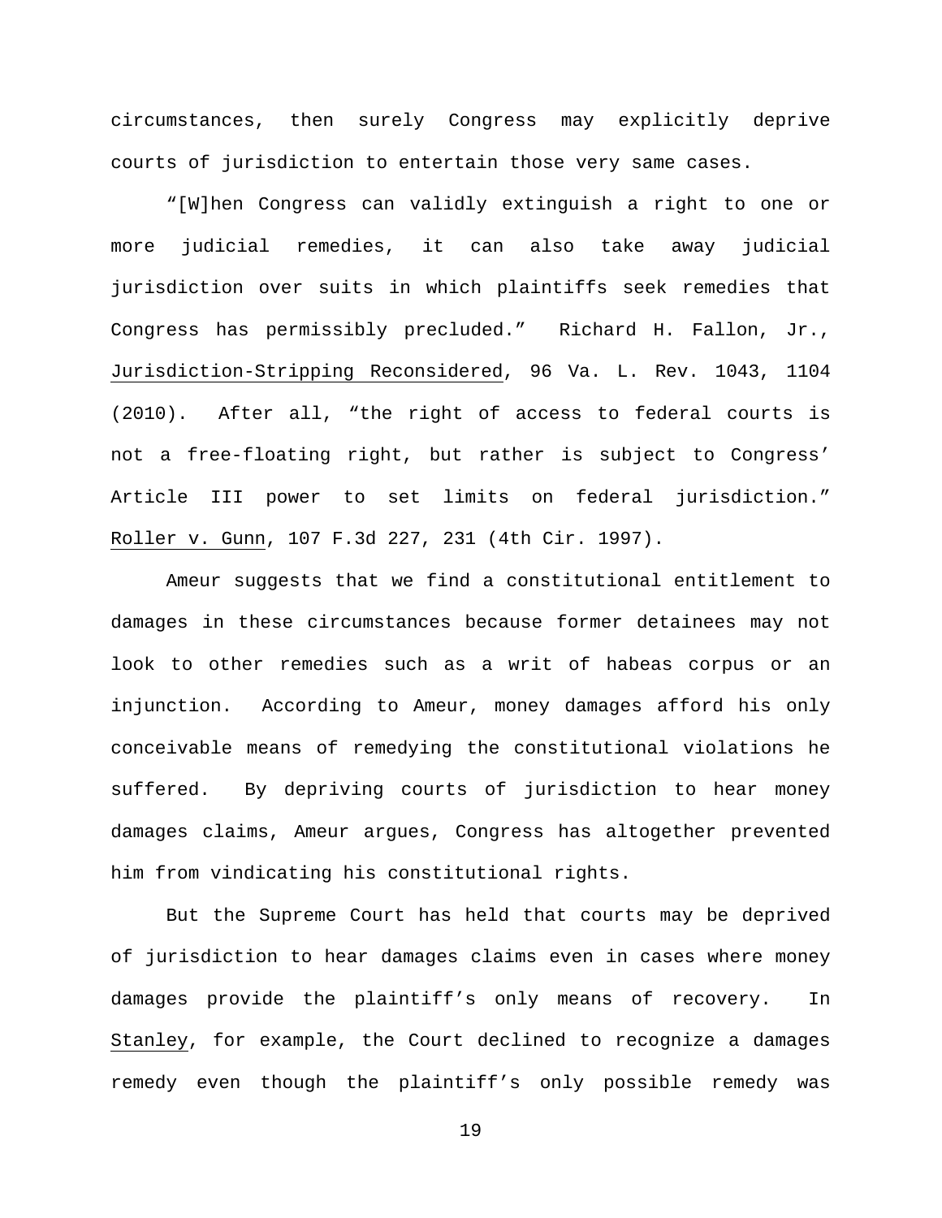circumstances, then surely Congress may explicitly deprive courts of jurisdiction to entertain those very same cases.

"[W]hen Congress can validly extinguish a right to one or more judicial remedies, it can also take away judicial jurisdiction over suits in which plaintiffs seek remedies that Congress has permissibly precluded." Richard H. Fallon, Jr., Jurisdiction-Stripping Reconsidered, 96 Va. L. Rev. 1043, 1104 (2010). After all, "the right of access to federal courts is not a free-floating right, but rather is subject to Congress' Article III power to set limits on federal jurisdiction." Roller v. Gunn, 107 F.3d 227, 231 (4th Cir. 1997).

Ameur suggests that we find a constitutional entitlement to damages in these circumstances because former detainees may not look to other remedies such as a writ of habeas corpus or an injunction. According to Ameur, money damages afford his only conceivable means of remedying the constitutional violations he suffered. By depriving courts of jurisdiction to hear money damages claims, Ameur argues, Congress has altogether prevented him from vindicating his constitutional rights.

But the Supreme Court has held that courts may be deprived of jurisdiction to hear damages claims even in cases where money damages provide the plaintiff's only means of recovery. In Stanley, for example, the Court declined to recognize a damages remedy even though the plaintiff's only possible remedy was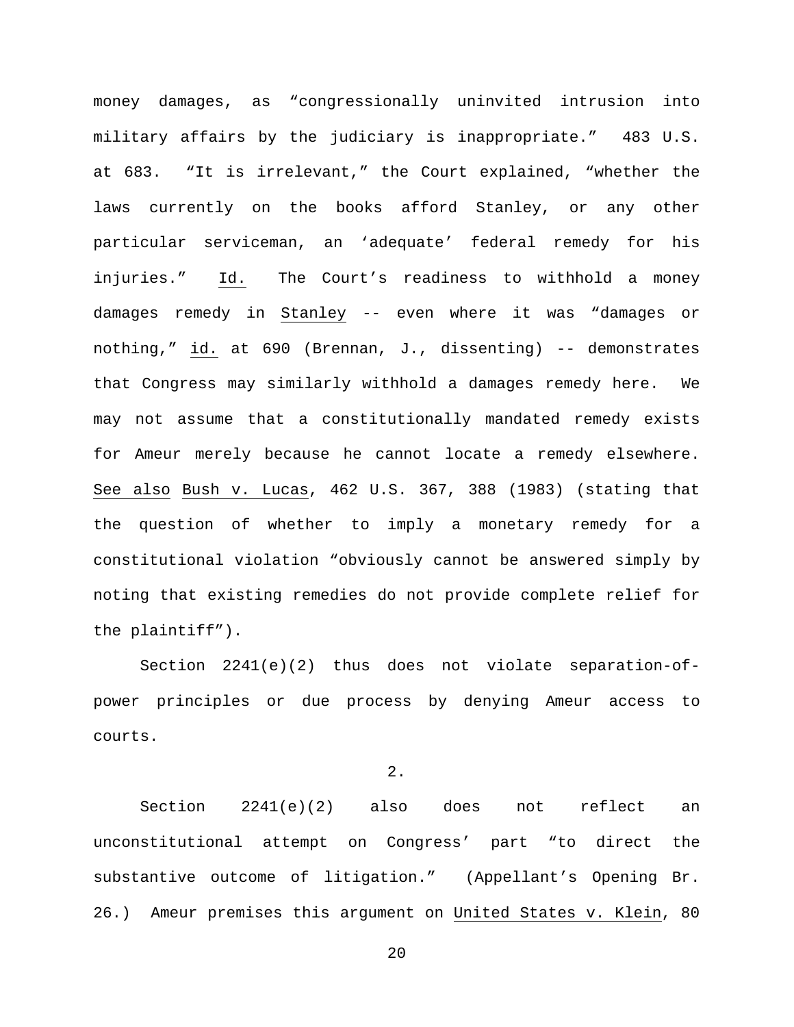money damages, as "congressionally uninvited intrusion into military affairs by the judiciary is inappropriate." 483 U.S. at 683. "It is irrelevant," the Court explained, "whether the laws currently on the books afford Stanley, or any other particular serviceman, an 'adequate' federal remedy for his injuries." Id. The Court's readiness to withhold a money damages remedy in Stanley -- even where it was "damages or nothing," id. at 690 (Brennan, J., dissenting) -- demonstrates that Congress may similarly withhold a damages remedy here. We may not assume that a constitutionally mandated remedy exists for Ameur merely because he cannot locate a remedy elsewhere. See also Bush v. Lucas, 462 U.S. 367, 388 (1983) (stating that the question of whether to imply a monetary remedy for a constitutional violation "obviously cannot be answered simply by noting that existing remedies do not provide complete relief for the plaintiff").

Section 2241(e)(2) thus does not violate separation-of-power principles or due process by denying Ameur access to courts.

2.

Section 2241(e)(2) also does not reflect an unconstitutional attempt on Congress' part "to direct the substantive outcome of litigation." (Appellant's Opening Br. 26.) Ameur premises this argument on United States v. Klein, 80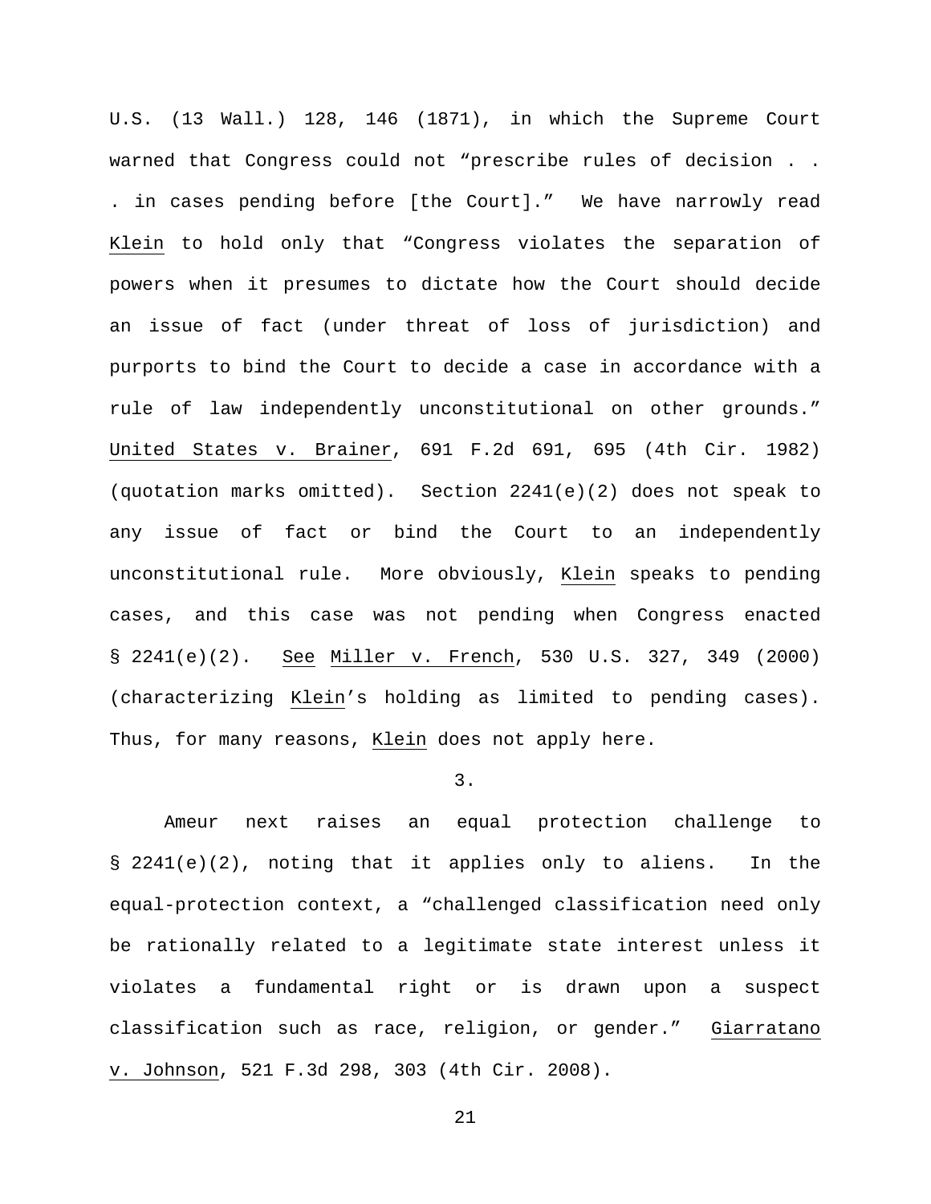U.S. (13 Wall.) 128, 146 (1871), in which the Supreme Court warned that Congress could not "prescribe rules of decision . . . in cases pending before [the Court]." We have narrowly read Klein to hold only that "Congress violates the separation of powers when it presumes to dictate how the Court should decide an issue of fact (under threat of loss of jurisdiction) and purports to bind the Court to decide a case in accordance with a rule of law independently unconstitutional on other grounds." United States v. Brainer, 691 F.2d 691, 695 (4th Cir. 1982) (quotation marks omitted). Section 2241(e)(2) does not speak to any issue of fact or bind the Court to an independently unconstitutional rule. More obviously, Klein speaks to pending cases, and this case was not pending when Congress enacted § 2241(e)(2). See Miller v. French, 530 U.S. 327, 349 (2000) (characterizing Klein's holding as limited to pending cases). Thus, for many reasons, Klein does not apply here.

3.

Ameur next raises an equal protection challenge to § 2241(e)(2), noting that it applies only to aliens. In the equal-protection context, a "challenged classification need only be rationally related to a legitimate state interest unless it violates a fundamental right or is drawn upon a suspect classification such as race, religion, or gender." Giarratano v. Johnson, 521 F.3d 298, 303 (4th Cir. 2008).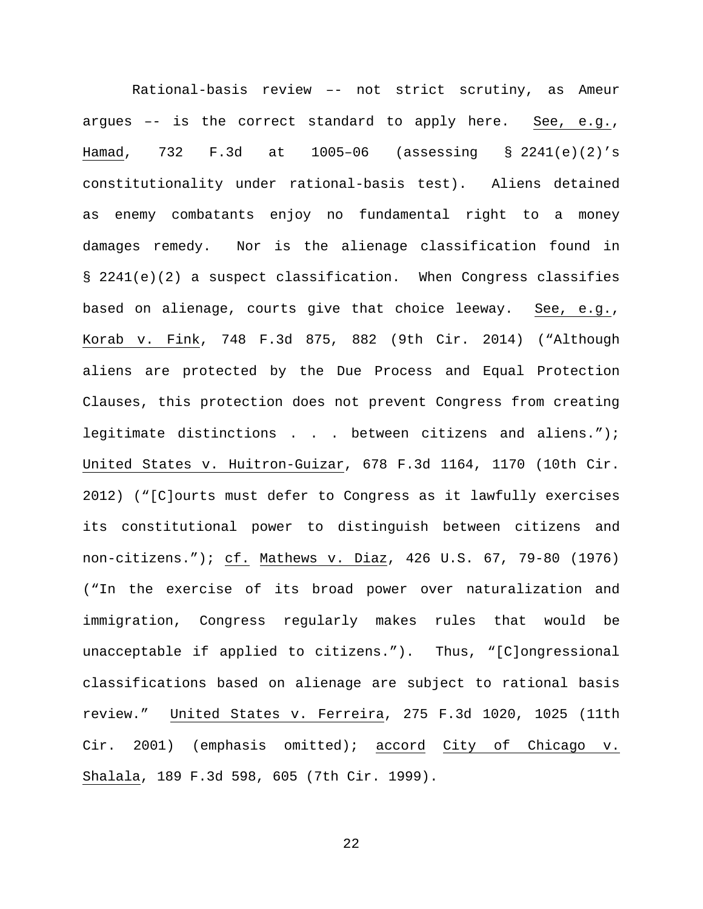Rational-basis review –- not strict scrutiny, as Ameur argues –- is the correct standard to apply here. See, e.g., Hamad, 732 F.3d at 1005–06 (assessing § 2241(e)(2)'s constitutionality under rational-basis test). Aliens detained as enemy combatants enjoy no fundamental right to a money damages remedy. Nor is the alienage classification found in § 2241(e)(2) a suspect classification. When Congress classifies based on alienage, courts give that choice leeway. See, e.g., Korab v. Fink, 748 F.3d 875, 882 (9th Cir. 2014) ("Although aliens are protected by the Due Process and Equal Protection Clauses, this protection does not prevent Congress from creating legitimate distinctions . . . between citizens and aliens."); United States v. Huitron-Guizar, 678 F.3d 1164, 1170 (10th Cir. 2012) ("[C]ourts must defer to Congress as it lawfully exercises its constitutional power to distinguish between citizens and non-citizens."); cf. Mathews v. Diaz, 426 U.S. 67, 79-80 (1976) ("In the exercise of its broad power over naturalization and immigration, Congress regularly makes rules that would be unacceptable if applied to citizens."). Thus, "[C]ongressional classifications based on alienage are subject to rational basis review." United States v. Ferreira, 275 F.3d 1020, 1025 (11th Cir. 2001) (emphasis omitted); accord City of Chicago v. Shalala, 189 F.3d 598, 605 (7th Cir. 1999).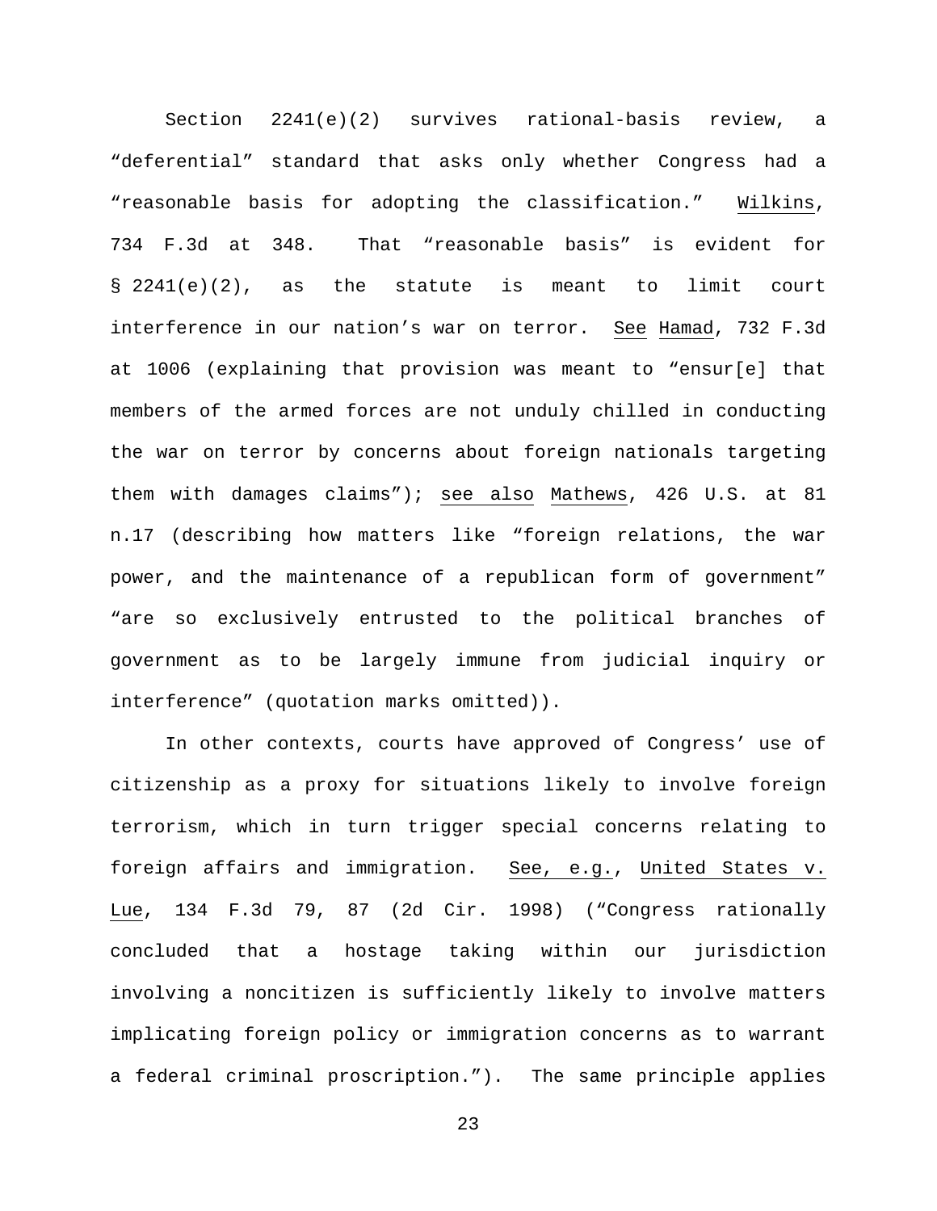Section 2241(e)(2) survives rational-basis review, a "deferential" standard that asks only whether Congress had a "reasonable basis for adopting the classification." Wilkins, 734 F.3d at 348. That "reasonable basis" is evident for § 2241(e)(2), as the statute is meant to limit court interference in our nation's war on terror. See Hamad, 732 F.3d at 1006 (explaining that provision was meant to "ensur[e] that members of the armed forces are not unduly chilled in conducting the war on terror by concerns about foreign nationals targeting them with damages claims"); see also Mathews, 426 U.S. at 81 n.17 (describing how matters like "foreign relations, the war power, and the maintenance of a republican form of government" "are so exclusively entrusted to the political branches of government as to be largely immune from judicial inquiry or interference" (quotation marks omitted)).

In other contexts, courts have approved of Congress' use of citizenship as a proxy for situations likely to involve foreign terrorism, which in turn trigger special concerns relating to foreign affairs and immigration. See, e.g., United States v. Lue, 134 F.3d 79, 87 (2d Cir. 1998) ("Congress rationally concluded that a hostage taking within our jurisdiction involving a noncitizen is sufficiently likely to involve matters implicating foreign policy or immigration concerns as to warrant a federal criminal proscription."). The same principle applies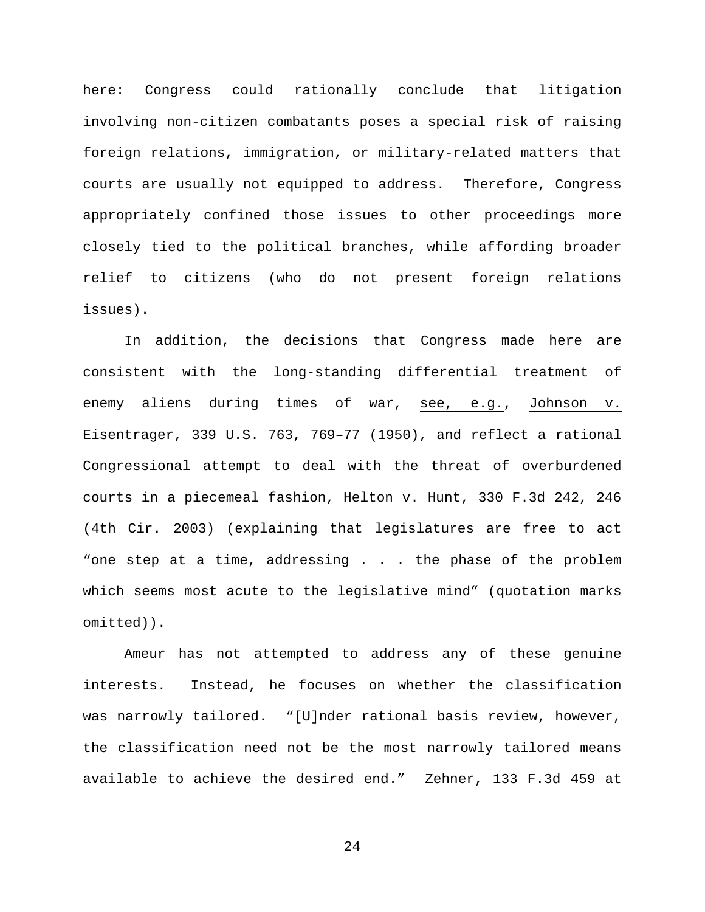here: Congress could rationally conclude that litigation involving non-citizen combatants poses a special risk of raising foreign relations, immigration, or military-related matters that courts are usually not equipped to address. Therefore, Congress appropriately confined those issues to other proceedings more closely tied to the political branches, while affording broader relief to citizens (who do not present foreign relations issues).

In addition, the decisions that Congress made here are consistent with the long-standing differential treatment of enemy aliens during times of war, see, e.g., Johnson v. Eisentrager, 339 U.S. 763, 769–77 (1950), and reflect a rational Congressional attempt to deal with the threat of overburdened courts in a piecemeal fashion, Helton v. Hunt, 330 F.3d 242, 246 (4th Cir. 2003) (explaining that legislatures are free to act "one step at a time, addressing . . . the phase of the problem which seems most acute to the legislative mind" (quotation marks omitted)).

Ameur has not attempted to address any of these genuine interests. Instead, he focuses on whether the classification was narrowly tailored. "[U]nder rational basis review, however, the classification need not be the most narrowly tailored means available to achieve the desired end." Zehner, 133 F.3d 459 at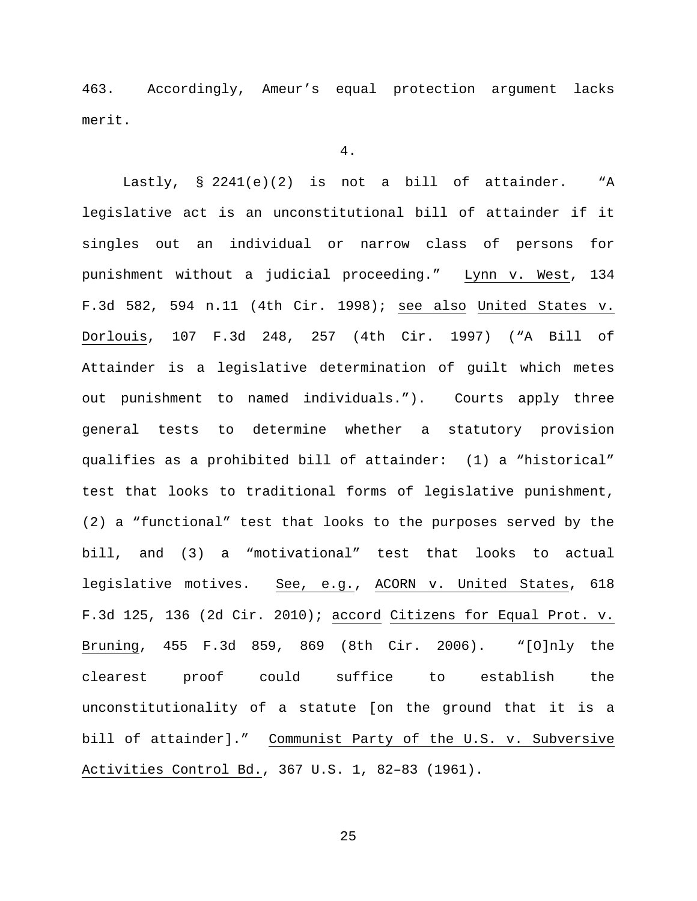463. Accordingly, Ameur's equal protection argument lacks merit.

4.

Lastly, § 2241(e)(2) is not a bill of attainder. "A legislative act is an unconstitutional bill of attainder if it singles out an individual or narrow class of persons for punishment without a judicial proceeding." Lynn v. West, 134 F.3d 582, 594 n.11 (4th Cir. 1998); see also United States v. Dorlouis, 107 F.3d 248, 257 (4th Cir. 1997) ("A Bill of Attainder is a legislative determination of guilt which metes out punishment to named individuals."). Courts apply three general tests to determine whether a statutory provision qualifies as a prohibited bill of attainder: (1) a "historical" test that looks to traditional forms of legislative punishment, (2) a "functional" test that looks to the purposes served by the bill, and (3) a "motivational" test that looks to actual legislative motives. See, e.g., ACORN v. United States, 618 F.3d 125, 136 (2d Cir. 2010); accord Citizens for Equal Prot. v. Bruning, 455 F.3d 859, 869 (8th Cir. 2006). "[O]nly the clearest proof could suffice to establish the unconstitutionality of a statute [on the ground that it is a bill of attainder]." Communist Party of the U.S. v. Subversive Activities Control Bd., 367 U.S. 1, 82–83 (1961).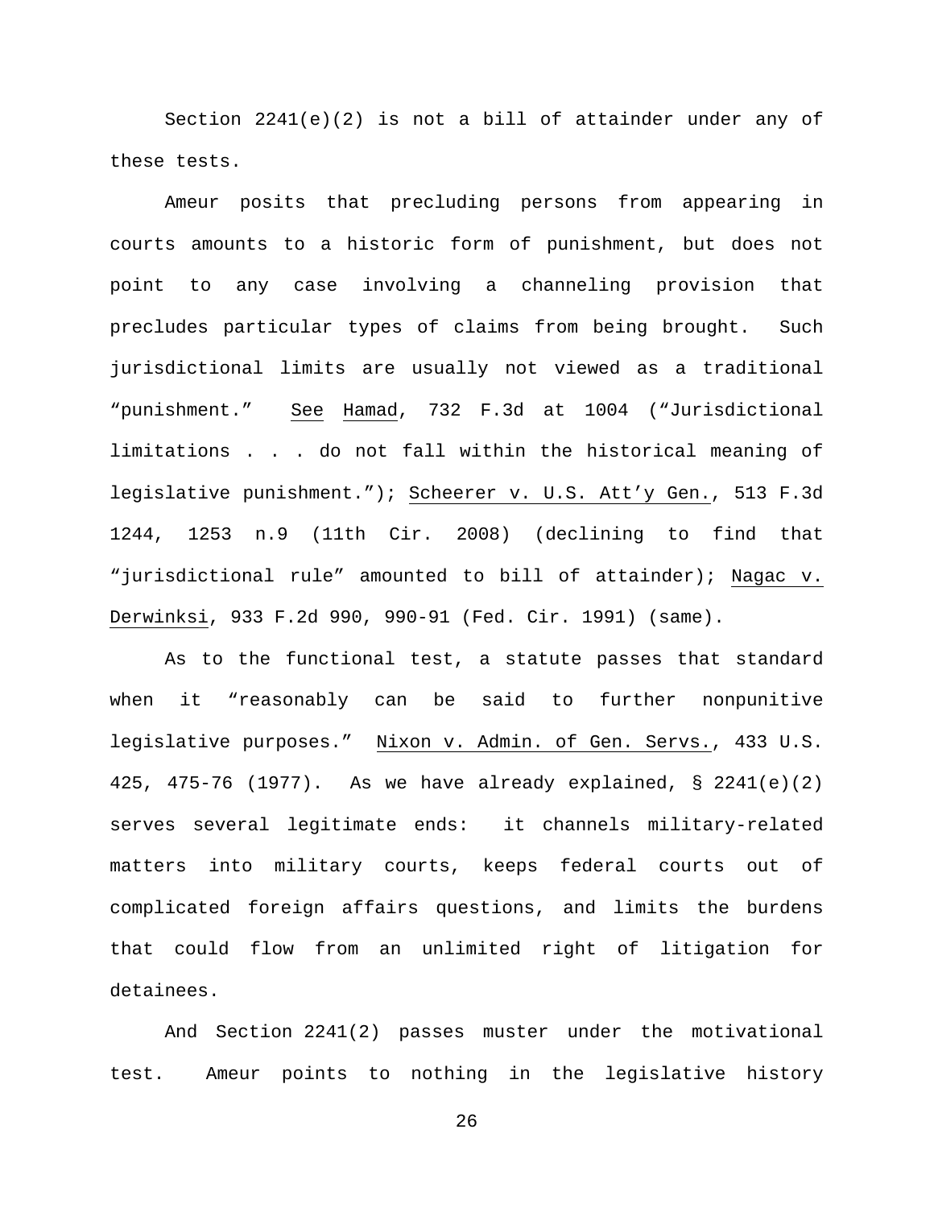Section 2241(e)(2) is not a bill of attainder under any of these tests.

Ameur posits that precluding persons from appearing in courts amounts to a historic form of punishment, but does not point to any case involving a channeling provision that precludes particular types of claims from being brought. Such jurisdictional limits are usually not viewed as a traditional "punishment." See Hamad, 732 F.3d at 1004 ("Jurisdictional limitations . . . do not fall within the historical meaning of legislative punishment."); Scheerer v. U.S. Att'y Gen., 513 F.3d 1244, 1253 n.9 (11th Cir. 2008) (declining to find that "jurisdictional rule" amounted to bill of attainder); Nagac v. Derwinksi, 933 F.2d 990, 990-91 (Fed. Cir. 1991) (same).

As to the functional test, a statute passes that standard when it "reasonably can be said to further nonpunitive legislative purposes." Nixon v. Admin. of Gen. Servs., 433 U.S. 425, 475-76 (1977). As we have already explained, § 2241(e)(2) serves several legitimate ends: it channels military-related matters into military courts, keeps federal courts out of complicated foreign affairs questions, and limits the burdens that could flow from an unlimited right of litigation for detainees.

And Section 2241(2) passes muster under the motivational test. Ameur points to nothing in the legislative history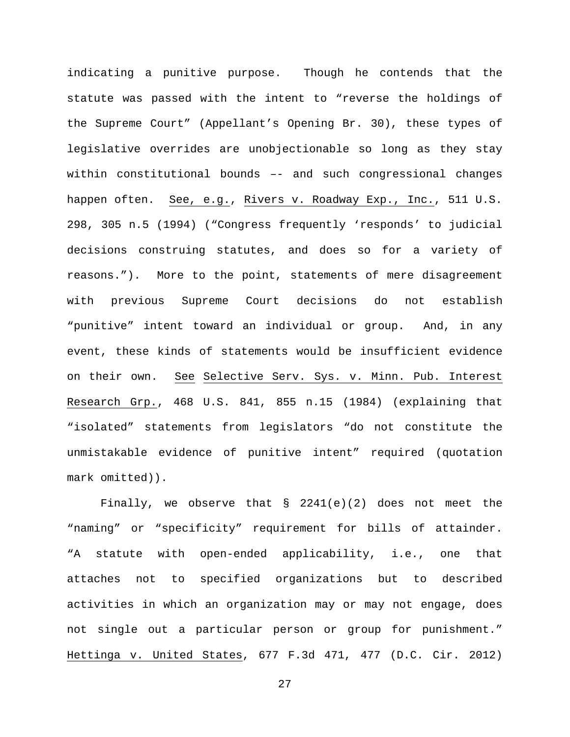indicating a punitive purpose. Though he contends that the statute was passed with the intent to "reverse the holdings of the Supreme Court" (Appellant's Opening Br. 30), these types of legislative overrides are unobjectionable so long as they stay within constitutional bounds –- and such congressional changes happen often. See, e.g., Rivers v. Roadway Exp., Inc., 511 U.S. 298, 305 n.5 (1994) ("Congress frequently 'responds' to judicial decisions construing statutes, and does so for a variety of reasons."). More to the point, statements of mere disagreement with previous Supreme Court decisions do not establish "punitive" intent toward an individual or group. And, in any event, these kinds of statements would be insufficient evidence on their own. See Selective Serv. Sys. v. Minn. Pub. Interest Research Grp., 468 U.S. 841, 855 n.15 (1984) (explaining that "isolated" statements from legislators "do not constitute the unmistakable evidence of punitive intent" required (quotation mark omitted)).

Finally, we observe that § 2241(e)(2) does not meet the "naming" or "specificity" requirement for bills of attainder. "A statute with open-ended applicability, i.e., one that attaches not to specified organizations but to described activities in which an organization may or may not engage, does not single out a particular person or group for punishment." Hettinga v. United States, 677 F.3d 471, 477 (D.C. Cir. 2012)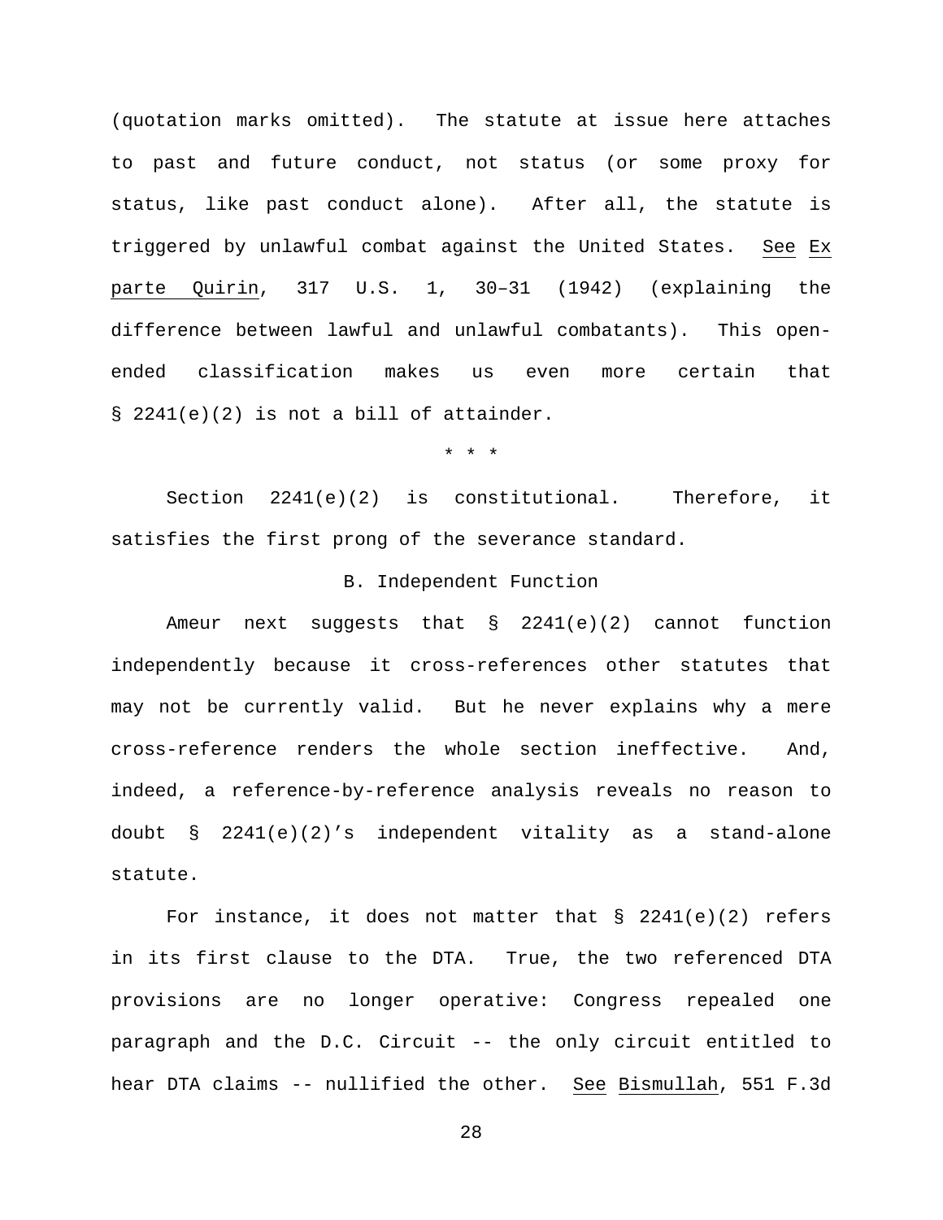(quotation marks omitted). The statute at issue here attaches to past and future conduct, not status (or some proxy for status, like past conduct alone). After all, the statute is triggered by unlawful combat against the United States. See Ex parte Quirin, 317 U.S. 1, 30–31 (1942) (explaining the difference between lawful and unlawful combatants). This open-ended classification makes us even more certain that § 2241(e)(2) is not a bill of attainder.

\* \* \*

Section 2241(e)(2) is constitutional. Therefore, it satisfies the first prong of the severance standard.

### B. Independent Function

Ameur next suggests that § 2241(e)(2) cannot function independently because it cross-references other statutes that may not be currently valid. But he never explains why a mere cross-reference renders the whole section ineffective. And, indeed, a reference-by-reference analysis reveals no reason to doubt § 2241(e)(2)'s independent vitality as a stand-alone statute.

For instance, it does not matter that § 2241(e)(2) refers in its first clause to the DTA. True, the two referenced DTA provisions are no longer operative: Congress repealed one paragraph and the D.C. Circuit -- the only circuit entitled to hear DTA claims -- nullified the other. See Bismullah, 551 F.3d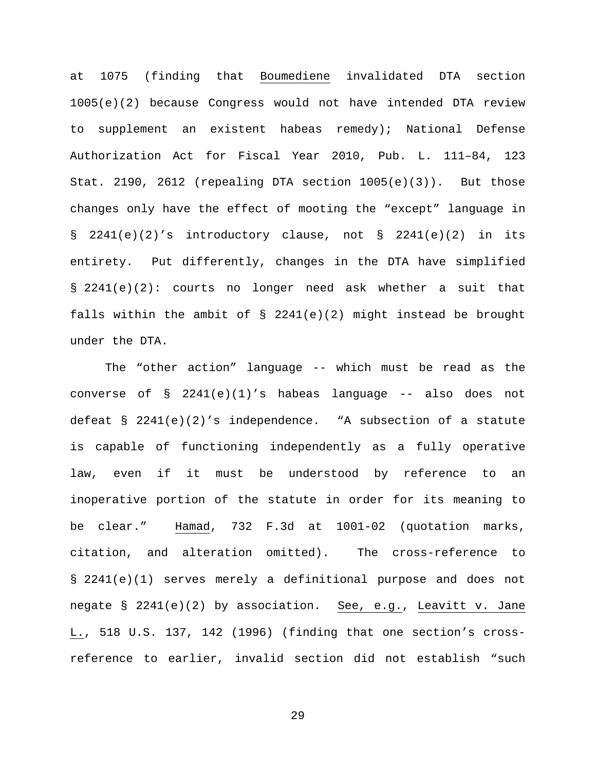at 1075 (finding that <u>Boumediene</u> invalidated DTA section 1005(e)(2) because Congress would not have intended DTA review to supplement an existent habeas remedy); National Defense Authorization Act for Fiscal Year 2010, Pub. L. 111–84, 123 Stat. 2190, 2612 (repealing DTA section 1005(e)(3)). But those changes only have the effect of mooting the "except" language in § 2241(e)(2)'s introductory clause, not § 2241(e)(2) in its entirety. Put differently, changes in the DTA have simplified § 2241(e)(2): courts no longer need ask whether a suit that falls within the ambit of § 2241(e)(2) might instead be brought under the DTA.

The "other action" language -- which must be read as the converse of § 2241(e)(1)'s habeas language -- also does not defeat § 2241(e)(2)'s independence. "A subsection of a statute is capable of functioning independently as a fully operative law, even if it must be understood by reference to an inoperative portion of the statute in order for its meaning to be clear." <u>Hamad</u>, 732 F.3d at 1001-02 (quotation marks, citation, and alteration omitted). The cross-reference to § 2241(e)(1) serves merely a definitional purpose and does not negate § 2241(e)(2) by association. <u>See, e.g.</u>, <u>Leavitt v. Jane L.</u>, 518 U.S. 137, 142 (1996) (finding that one section's cross-reference to earlier, invalid section did not establish "such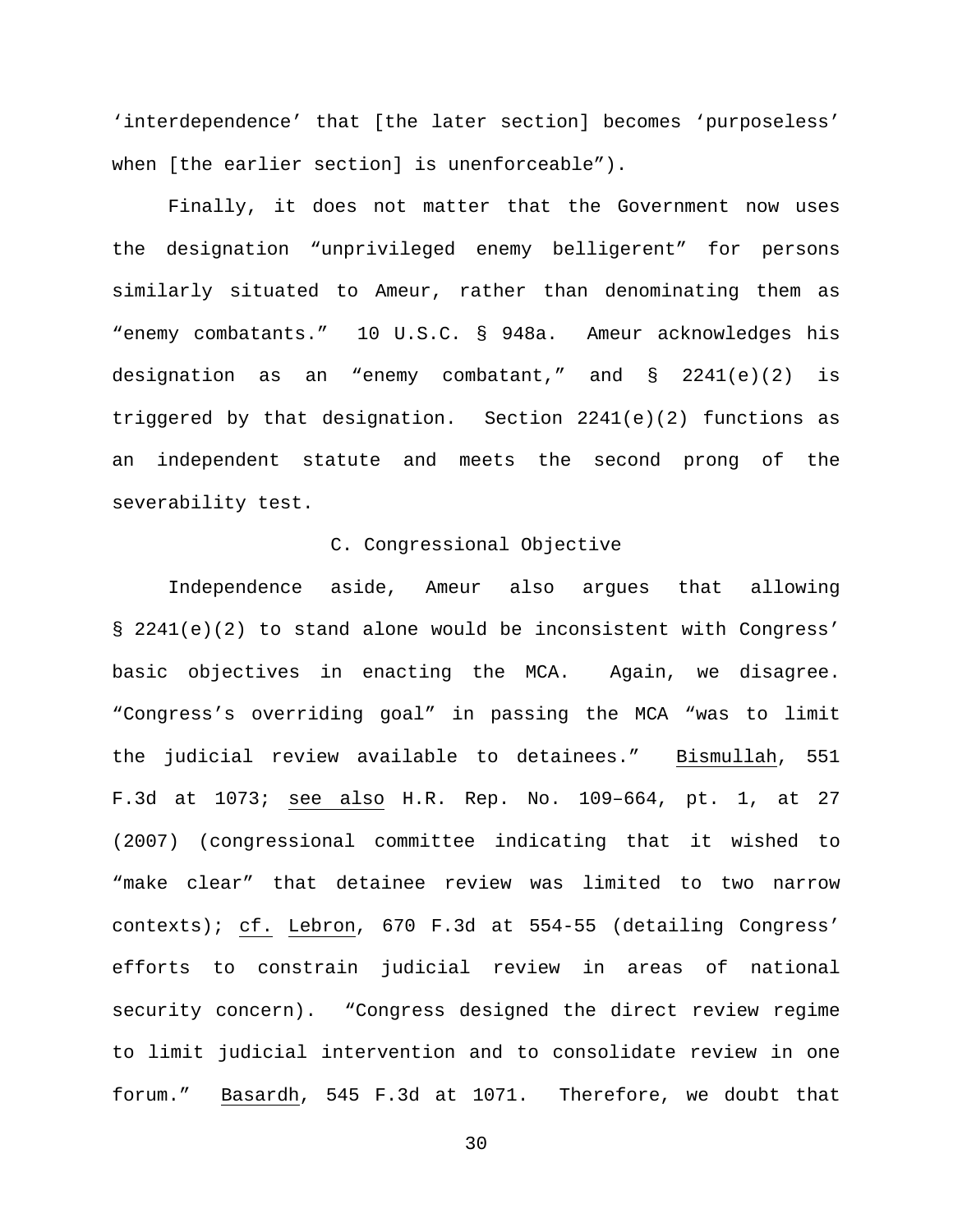'interdependence' that [the later section] becomes 'purposeless' when [the earlier section] is unenforceable").

Finally, it does not matter that the Government now uses the designation "unprivileged enemy belligerent" for persons similarly situated to Ameur, rather than denominating them as "enemy combatants." 10 U.S.C. § 948a. Ameur acknowledges his designation as an "enemy combatant," and § 2241(e)(2) is triggered by that designation. Section 2241(e)(2) functions as an independent statute and meets the second prong of the severability test.

### C. Congressional Objective

Independence aside, Ameur also argues that allowing § 2241(e)(2) to stand alone would be inconsistent with Congress' basic objectives in enacting the MCA. Again, we disagree. "Congress's overriding goal" in passing the MCA "was to limit the judicial review available to detainees." Bismullah, 551 F.3d at 1073; see also H.R. Rep. No. 109–664, pt. 1, at 27 (2007) (congressional committee indicating that it wished to "make clear" that detainee review was limited to two narrow contexts); cf. Lebron, 670 F.3d at 554-55 (detailing Congress' efforts to constrain judicial review in areas of national security concern). "Congress designed the direct review regime to limit judicial intervention and to consolidate review in one forum." Basardh, 545 F.3d at 1071. Therefore, we doubt that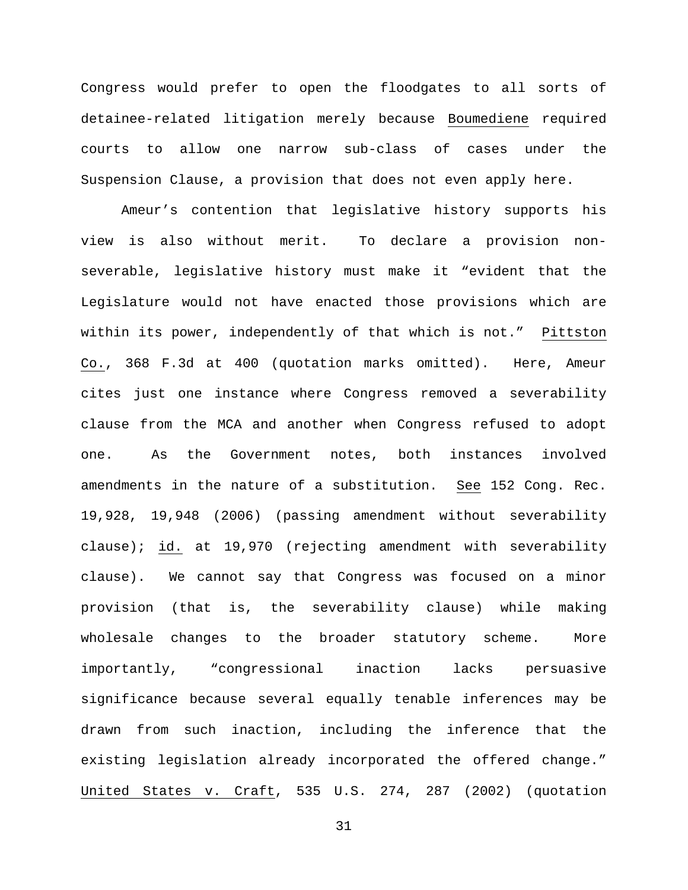Congress would prefer to open the floodgates to all sorts of detainee-related litigation merely because Boumediene required courts to allow one narrow sub-class of cases under the Suspension Clause, a provision that does not even apply here.

Ameur's contention that legislative history supports his view is also without merit. To declare a provision non-severable, legislative history must make it "evident that the Legislature would not have enacted those provisions which are within its power, independently of that which is not." Pittston Co., 368 F.3d at 400 (quotation marks omitted). Here, Ameur cites just one instance where Congress removed a severability clause from the MCA and another when Congress refused to adopt one. As the Government notes, both instances involved amendments in the nature of a substitution. See 152 Cong. Rec. 19,928, 19,948 (2006) (passing amendment without severability clause); id. at 19,970 (rejecting amendment with severability clause). We cannot say that Congress was focused on a minor provision (that is, the severability clause) while making wholesale changes to the broader statutory scheme. More importantly, "congressional inaction lacks persuasive significance because several equally tenable inferences may be drawn from such inaction, including the inference that the existing legislation already incorporated the offered change." United States v. Craft, 535 U.S. 274, 287 (2002) (quotation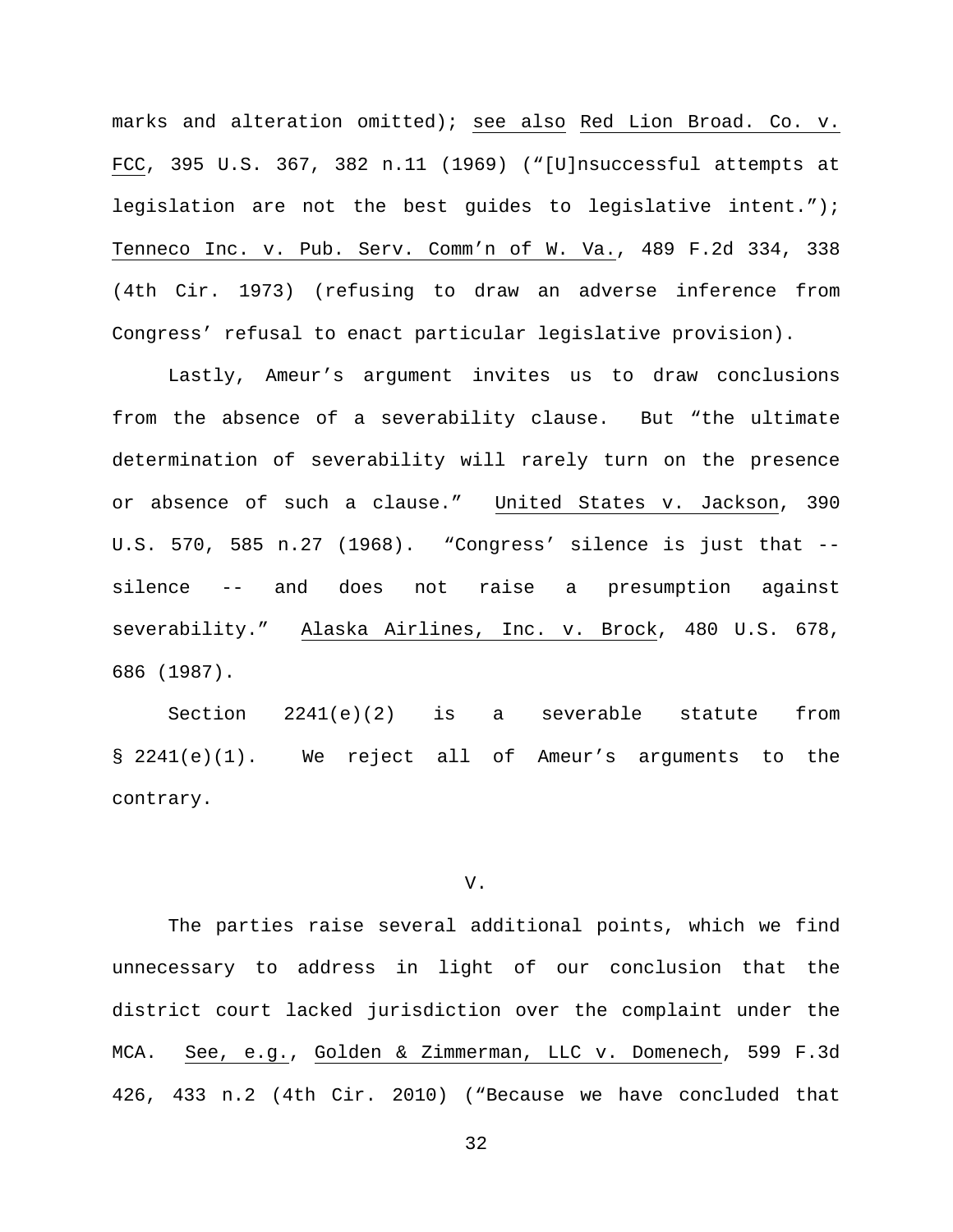marks and alteration omitted); see also Red Lion Broad. Co. v. FCC, 395 U.S. 367, 382 n.11 (1969) ("[U]nsuccessful attempts at legislation are not the best guides to legislative intent."); Tenneco Inc. v. Pub. Serv. Comm'n of W. Va., 489 F.2d 334, 338 (4th Cir. 1973) (refusing to draw an adverse inference from Congress' refusal to enact particular legislative provision).

Lastly, Ameur's argument invites us to draw conclusions from the absence of a severability clause. But "the ultimate determination of severability will rarely turn on the presence or absence of such a clause." United States v. Jackson, 390 U.S. 570, 585 n.27 (1968). "Congress' silence is just that -- silence -- and does not raise a presumption against severability." Alaska Airlines, Inc. v. Brock, 480 U.S. 678, 686 (1987).

Section 2241(e)(2) is a severable statute from § 2241(e)(1). We reject all of Ameur's arguments to the contrary.

## V.

The parties raise several additional points, which we find unnecessary to address in light of our conclusion that the district court lacked jurisdiction over the complaint under the MCA. See, e.g., Golden & Zimmerman, LLC v. Domenech, 599 F.3d 426, 433 n.2 (4th Cir. 2010) ("Because we have concluded that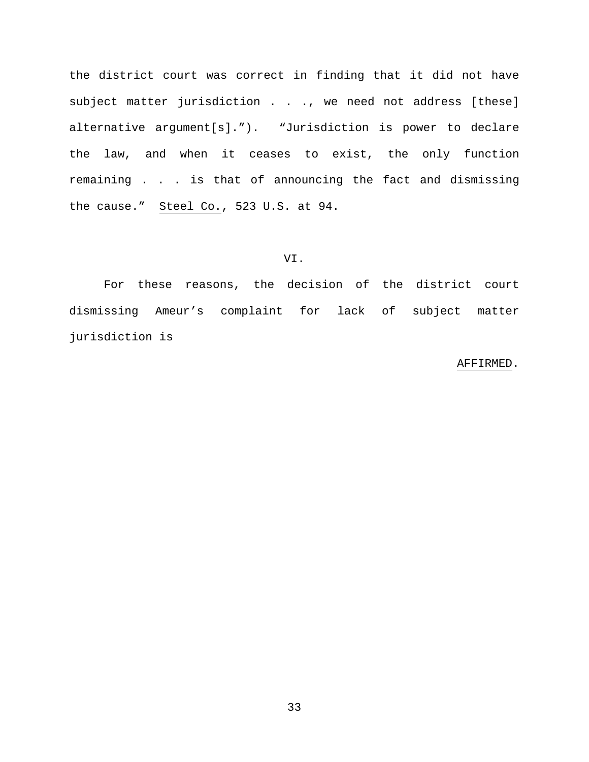the district court was correct in finding that it did not have subject matter jurisdiction . . ., we need not address [these] alternative argument[s]."). "Jurisdiction is power to declare the law, and when it ceases to exist, the only function remaining . . . is that of announcing the fact and dismissing the cause." Steel Co., 523 U.S. at 94.

VI.

For these reasons, the decision of the district court dismissing Ameur's complaint for lack of subject matter jurisdiction is

AFFIRMED.